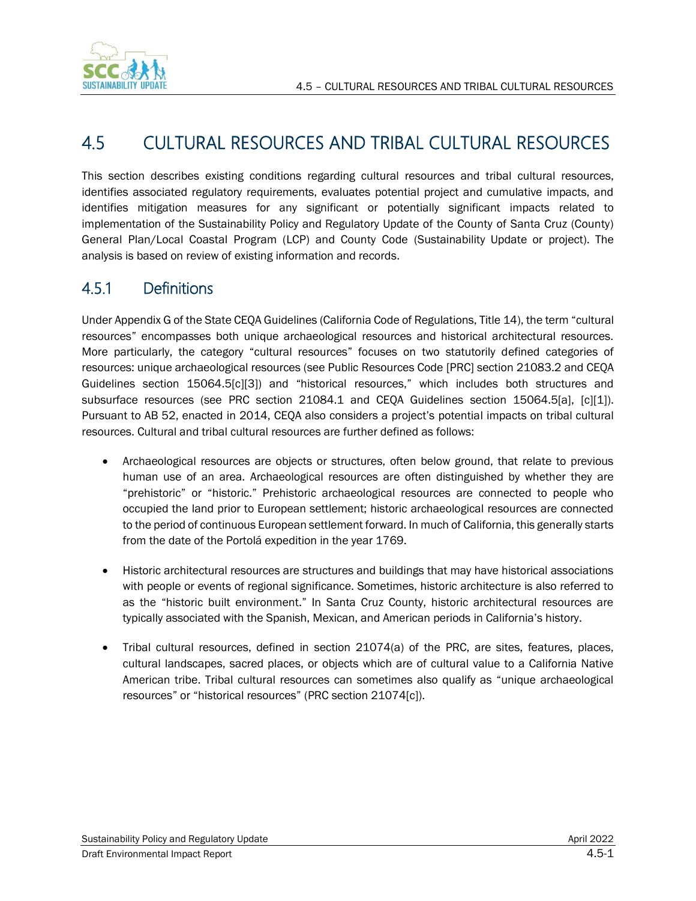# 4.5 CULTURAL RESOURCES AND TRIBAL CULTURAL RESOURCES

This section describes existing conditions regarding cultural resources and tribal cultural resources, identifies associated regulatory requirements, evaluates potential project and cumulative impacts, and identifies mitigation measures for any significant or potentially significant impacts related to implementation of the Sustainability Policy and Regulatory Update of the County of Santa Cruz (County) General Plan/Local Coastal Program (LCP) and County Code (Sustainability Update or project). The analysis is based on review of existing information and records.

## 4.5.1 Definitions

Under Appendix G of the State CEQA Guidelines (California Code of Regulations, Title 14), the term "cultural resources" encompasses both unique archaeological resources and historical architectural resources. More particularly, the category "cultural resources" focuses on two statutorily defined categories of resources: unique archaeological resources (see Public Resources Code [PRC] section 21083.2 and CEQA Guidelines section 15064.5[c][3]) and "historical resources," which includes both structures and subsurface resources (see PRC section 21084.1 and CEQA Guidelines section 15064.5[a], [c][1]). Pursuant to AB 52, enacted in 2014, CEQA also considers a project's potential impacts on tribal cultural resources. Cultural and tribal cultural resources are further defined as follows:

- Archaeological resources are objects or structures, often below ground, that relate to previous human use of an area. Archaeological resources are often distinguished by whether they are "prehistoric" or "historic." Prehistoric archaeological resources are connected to people who occupied the land prior to European settlement; historic archaeological resources are connected to the period of continuous European settlement forward. In much of California, this generally starts from the date of the Portolá expedition in the year 1769.

- Historic architectural resources are structures and buildings that may have historical associations with people or events of regional significance. Sometimes, historic architecture is also referred to as the "historic built environment." In Santa Cruz County, historic architectural resources are typically associated with the Spanish, Mexican, and American periods in California's history.

- Tribal cultural resources, defined in section 21074(a) of the PRC, are sites, features, places, cultural landscapes, sacred places, or objects which are of cultural value to a California Native American tribe. Tribal cultural resources can sometimes also qualify as "unique archaeological resources" or "historical resources" (PRC section 21074[c]).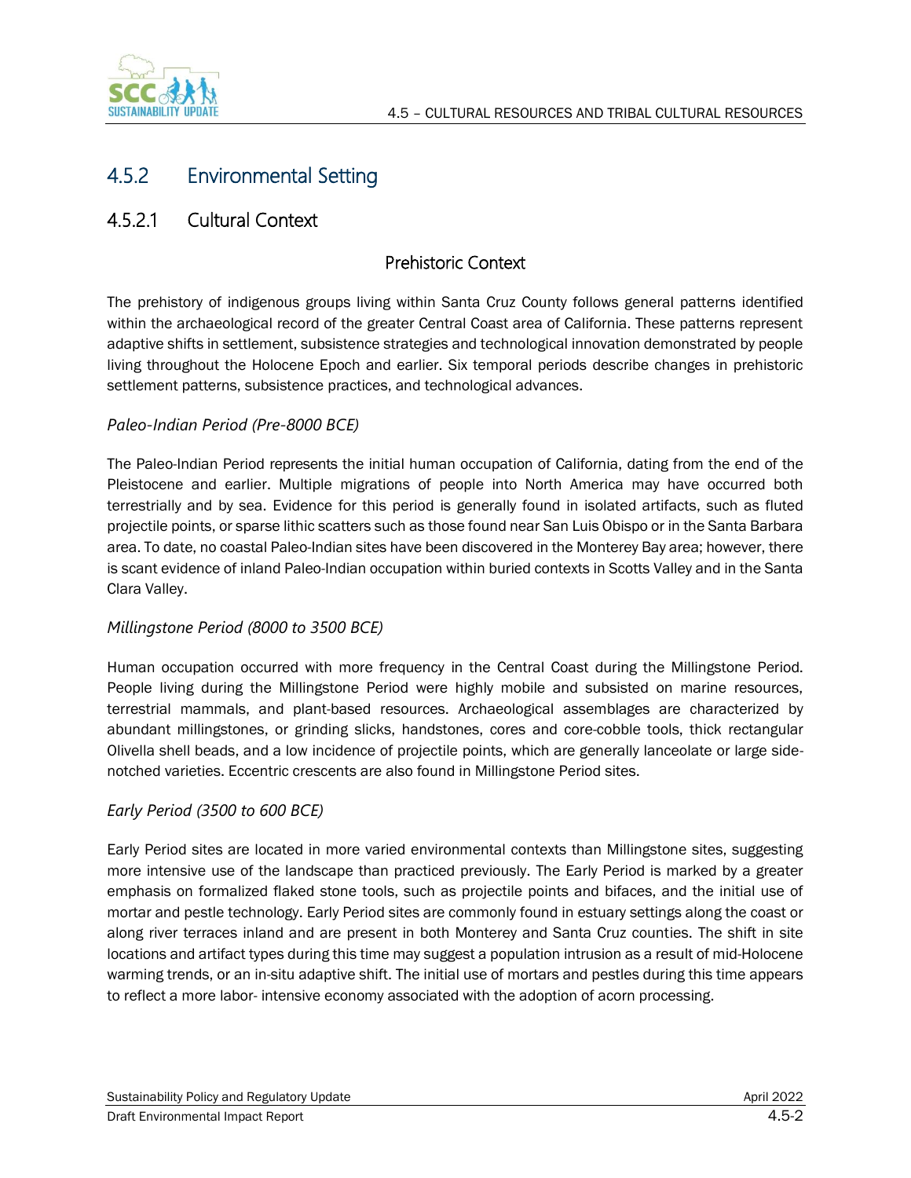## 4.5.2 Environmental Setting

### 4.5.2.1 Cultural Context

#### Prehistoric Context

The prehistory of indigenous groups living within Santa Cruz County follows general patterns identified within the archaeological record of the greater Central Coast area of California. These patterns represent adaptive shifts in settlement, subsistence strategies and technological innovation demonstrated by people living throughout the Holocene Epoch and earlier. Six temporal periods describe changes in prehistoric settlement patterns, subsistence practices, and technological advances.

*Paleo-Indian Period (Pre-8000 BCE)*

The Paleo-Indian Period represents the initial human occupation of California, dating from the end of the Pleistocene and earlier. Multiple migrations of people into North America may have occurred both terrestrially and by sea. Evidence for this period is generally found in isolated artifacts, such as fluted projectile points, or sparse lithic scatters such as those found near San Luis Obispo or in the Santa Barbara area. To date, no coastal Paleo-Indian sites have been discovered in the Monterey Bay area; however, there is scant evidence of inland Paleo-Indian occupation within buried contexts in Scotts Valley and in the Santa Clara Valley.

*Millingstone Period (8000 to 3500 BCE)*

Human occupation occurred with more frequency in the Central Coast during the Millingstone Period. People living during the Millingstone Period were highly mobile and subsisted on marine resources, terrestrial mammals, and plant-based resources. Archaeological assemblages are characterized by abundant millingstones, or grinding slicks, handstones, cores and core-cobble tools, thick rectangular Olivella shell beads, and a low incidence of projectile points, which are generally lanceolate or large side-notched varieties. Eccentric crescents are also found in Millingstone Period sites.

*Early Period (3500 to 600 BCE)*

Early Period sites are located in more varied environmental contexts than Millingstone sites, suggesting more intensive use of the landscape than practiced previously. The Early Period is marked by a greater emphasis on formalized flaked stone tools, such as projectile points and bifaces, and the initial use of mortar and pestle technology. Early Period sites are commonly found in estuary settings along the coast or along river terraces inland and are present in both Monterey and Santa Cruz counties. The shift in site locations and artifact types during this time may suggest a population intrusion as a result of mid-Holocene warming trends, or an in-situ adaptive shift. The initial use of mortars and pestles during this time appears to reflect a more labor- intensive economy associated with the adoption of acorn processing.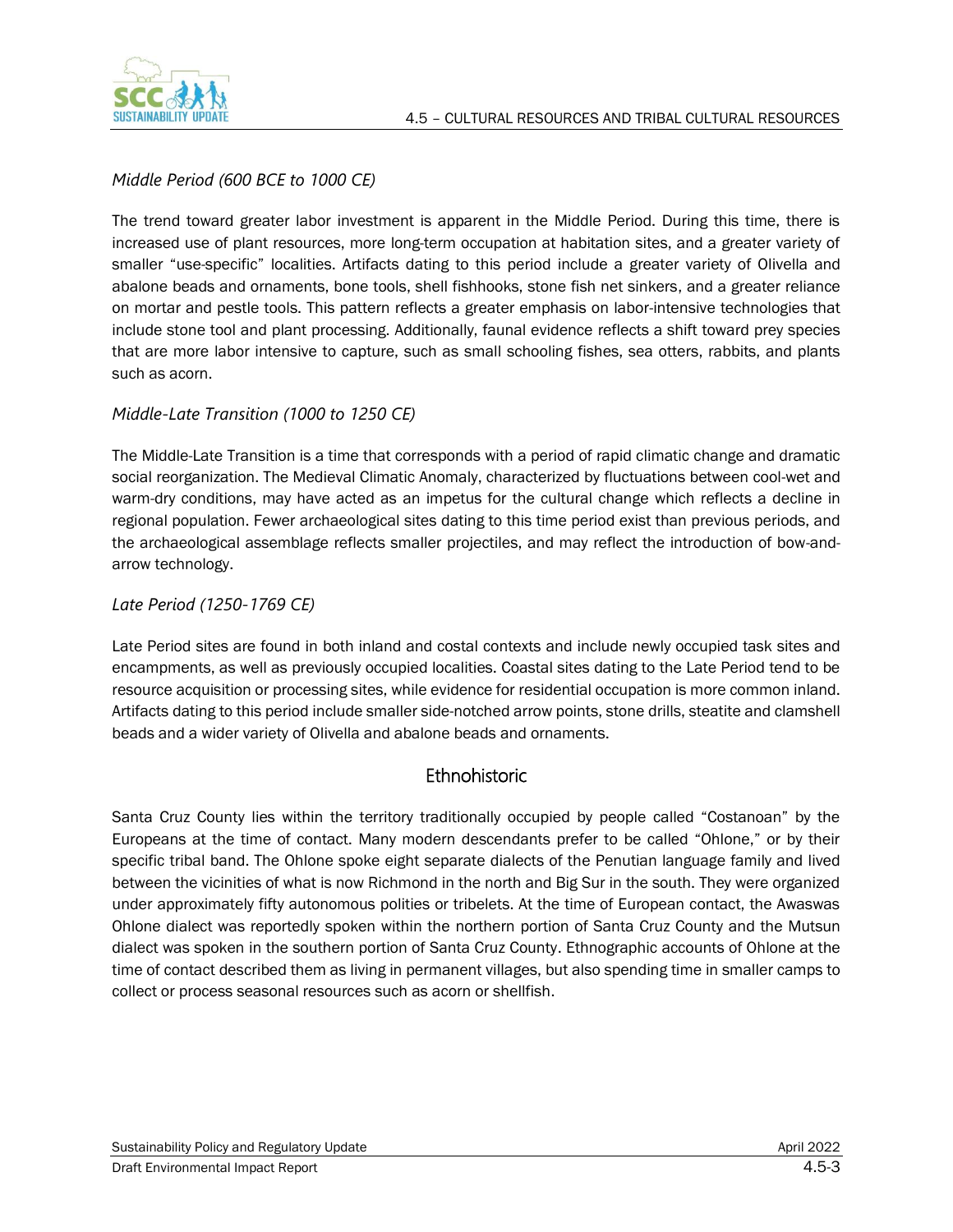*Middle Period (600 BCE to 1000 CE)*

The trend toward greater labor investment is apparent in the Middle Period. During this time, there is increased use of plant resources, more long-term occupation at habitation sites, and a greater variety of smaller "use-specific" localities. Artifacts dating to this period include a greater variety of Olivella and abalone beads and ornaments, bone tools, shell fishhooks, stone fish net sinkers, and a greater reliance on mortar and pestle tools. This pattern reflects a greater emphasis on labor-intensive technologies that include stone tool and plant processing. Additionally, faunal evidence reflects a shift toward prey species that are more labor intensive to capture, such as small schooling fishes, sea otters, rabbits, and plants such as acorn.

*Middle-Late Transition (1000 to 1250 CE)*

The Middle-Late Transition is a time that corresponds with a period of rapid climatic change and dramatic social reorganization. The Medieval Climatic Anomaly, characterized by fluctuations between cool-wet and warm-dry conditions, may have acted as an impetus for the cultural change which reflects a decline in regional population. Fewer archaeological sites dating to this time period exist than previous periods, and the archaeological assemblage reflects smaller projectiles, and may reflect the introduction of bow-and-arrow technology.

*Late Period (1250-1769 CE)*

Late Period sites are found in both inland and costal contexts and include newly occupied task sites and encampments, as well as previously occupied localities. Coastal sites dating to the Late Period tend to be resource acquisition or processing sites, while evidence for residential occupation is more common inland. Artifacts dating to this period include smaller side-notched arrow points, stone drills, steatite and clamshell beads and a wider variety of Olivella and abalone beads and ornaments.

## Ethnohistoric

Santa Cruz County lies within the territory traditionally occupied by people called "Costanoan" by the Europeans at the time of contact. Many modern descendants prefer to be called "Ohlone," or by their specific tribal band. The Ohlone spoke eight separate dialects of the Penutian language family and lived between the vicinities of what is now Richmond in the north and Big Sur in the south. They were organized under approximately fifty autonomous polities or tribelets. At the time of European contact, the Awaswas Ohlone dialect was reportedly spoken within the northern portion of Santa Cruz County and the Mutsun dialect was spoken in the southern portion of Santa Cruz County. Ethnographic accounts of Ohlone at the time of contact described them as living in permanent villages, but also spending time in smaller camps to collect or process seasonal resources such as acorn or shellfish.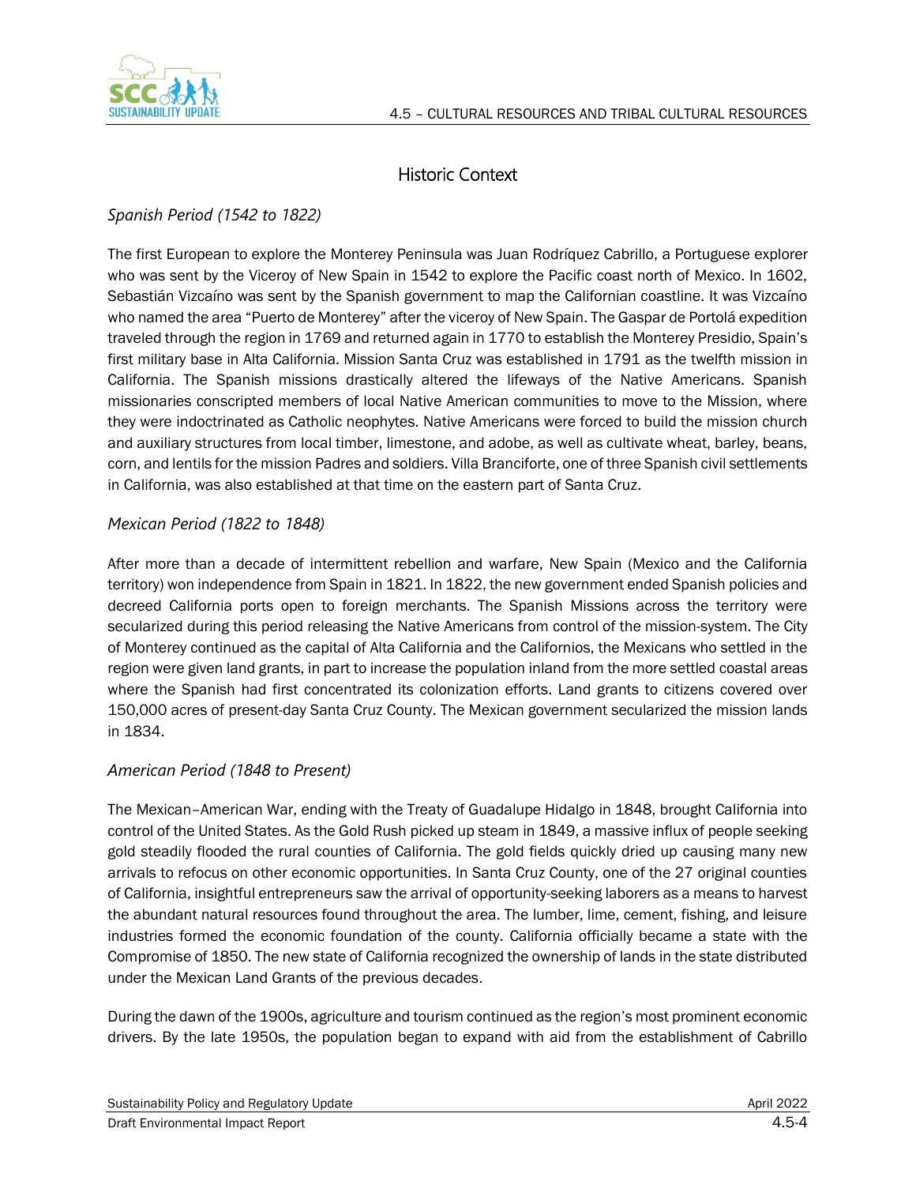## Historic Context

### *Spanish Period (1542 to 1822)*

The first European to explore the Monterey Peninsula was Juan Rodríquez Cabrillo, a Portuguese explorer who was sent by the Viceroy of New Spain in 1542 to explore the Pacific coast north of Mexico. In 1602, Sebastián Vizcaíno was sent by the Spanish government to map the Californian coastline. It was Vizcaíno who named the area "Puerto de Monterey" after the viceroy of New Spain. The Gaspar de Portolá expedition traveled through the region in 1769 and returned again in 1770 to establish the Monterey Presidio, Spain's first military base in Alta California. Mission Santa Cruz was established in 1791 as the twelfth mission in California. The Spanish missions drastically altered the lifeways of the Native Americans. Spanish missionaries conscripted members of local Native American communities to move to the Mission, where they were indoctrinated as Catholic neophytes. Native Americans were forced to build the mission church and auxiliary structures from local timber, limestone, and adobe, as well as cultivate wheat, barley, beans, corn, and lentils for the mission Padres and soldiers. Villa Branciforte, one of three Spanish civil settlements in California, was also established at that time on the eastern part of Santa Cruz.

### *Mexican Period (1822 to 1848)*

After more than a decade of intermittent rebellion and warfare, New Spain (Mexico and the California territory) won independence from Spain in 1821. In 1822, the new government ended Spanish policies and decreed California ports open to foreign merchants. The Spanish Missions across the territory were secularized during this period releasing the Native Americans from control of the mission-system. The City of Monterey continued as the capital of Alta California and the Californios, the Mexicans who settled in the region were given land grants, in part to increase the population inland from the more settled coastal areas where the Spanish had first concentrated its colonization efforts. Land grants to citizens covered over 150,000 acres of present-day Santa Cruz County. The Mexican government secularized the mission lands in 1834.

### *American Period (1848 to Present)*

The Mexican–American War, ending with the Treaty of Guadalupe Hidalgo in 1848, brought California into control of the United States. As the Gold Rush picked up steam in 1849, a massive influx of people seeking gold steadily flooded the rural counties of California. The gold fields quickly dried up causing many new arrivals to refocus on other economic opportunities. In Santa Cruz County, one of the 27 original counties of California, insightful entrepreneurs saw the arrival of opportunity-seeking laborers as a means to harvest the abundant natural resources found throughout the area. The lumber, lime, cement, fishing, and leisure industries formed the economic foundation of the county. California officially became a state with the Compromise of 1850. The new state of California recognized the ownership of lands in the state distributed under the Mexican Land Grants of the previous decades.

During the dawn of the 1900s, agriculture and tourism continued as the region's most prominent economic drivers. By the late 1950s, the population began to expand with aid from the establishment of Cabrillo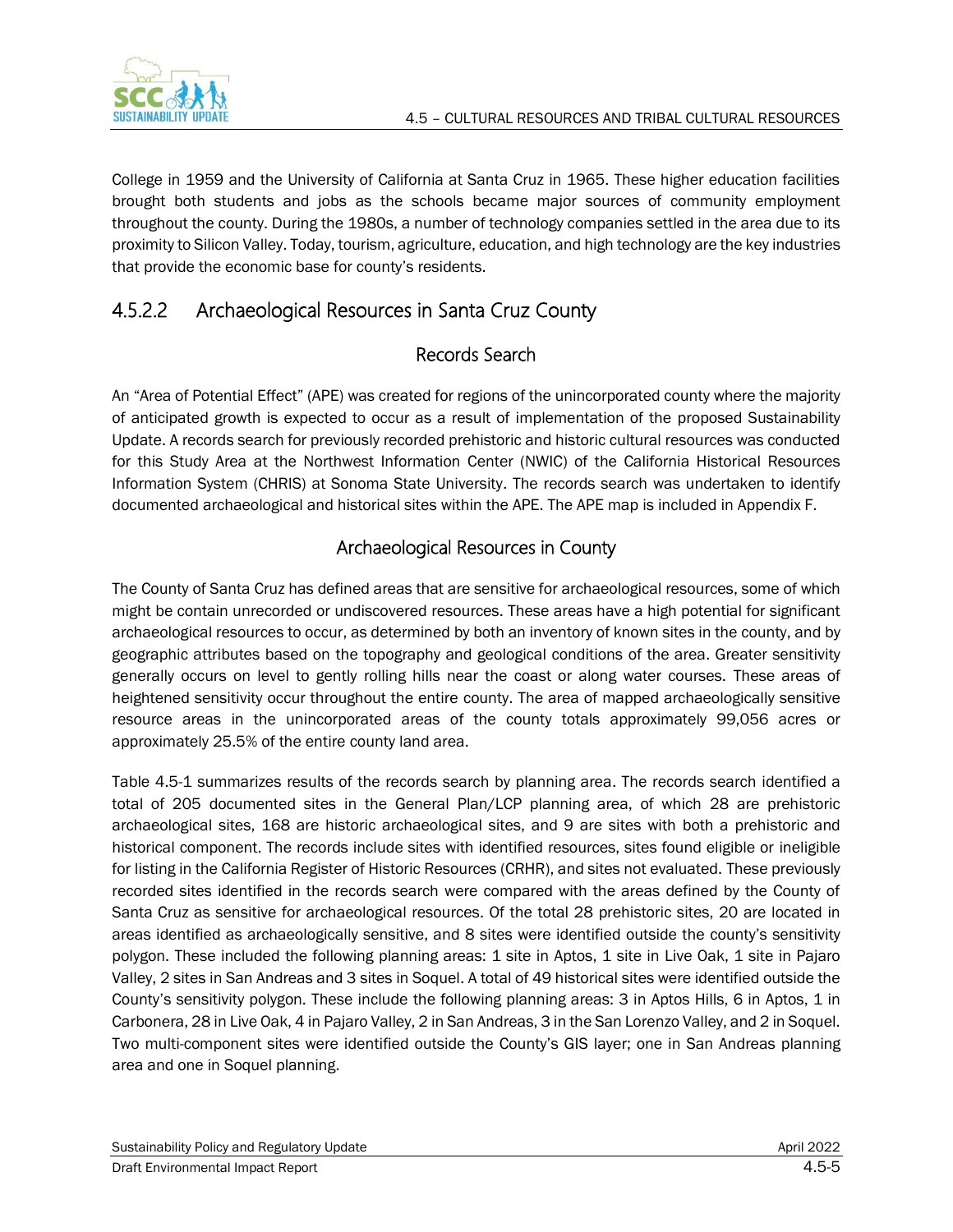College in 1959 and the University of California at Santa Cruz in 1965. These higher education facilities brought both students and jobs as the schools became major sources of community employment throughout the county. During the 1980s, a number of technology companies settled in the area due to its proximity to Silicon Valley. Today, tourism, agriculture, education, and high technology are the key industries that provide the economic base for county's residents.

## 4.5.2.2 Archaeological Resources in Santa Cruz County

### Records Search

An "Area of Potential Effect" (APE) was created for regions of the unincorporated county where the majority of anticipated growth is expected to occur as a result of implementation of the proposed Sustainability Update. A records search for previously recorded prehistoric and historic cultural resources was conducted for this Study Area at the Northwest Information Center (NWIC) of the California Historical Resources Information System (CHRIS) at Sonoma State University. The records search was undertaken to identify documented archaeological and historical sites within the APE. The APE map is included in Appendix F.

### Archaeological Resources in County

The County of Santa Cruz has defined areas that are sensitive for archaeological resources, some of which might be contain unrecorded or undiscovered resources. These areas have a high potential for significant archaeological resources to occur, as determined by both an inventory of known sites in the county, and by geographic attributes based on the topography and geological conditions of the area. Greater sensitivity generally occurs on level to gently rolling hills near the coast or along water courses. These areas of heightened sensitivity occur throughout the entire county. The area of mapped archaeologically sensitive resource areas in the unincorporated areas of the county totals approximately 99,056 acres or approximately 25.5% of the entire county land area.

Table 4.5-1 summarizes results of the records search by planning area. The records search identified a total of 205 documented sites in the General Plan/LCP planning area, of which 28 are prehistoric archaeological sites, 168 are historic archaeological sites, and 9 are sites with both a prehistoric and historical component. The records include sites with identified resources, sites found eligible or ineligible for listing in the California Register of Historic Resources (CRHR), and sites not evaluated. These previously recorded sites identified in the records search were compared with the areas defined by the County of Santa Cruz as sensitive for archaeological resources. Of the total 28 prehistoric sites, 20 are located in areas identified as archaeologically sensitive, and 8 sites were identified outside the county's sensitivity polygon. These included the following planning areas: 1 site in Aptos, 1 site in Live Oak, 1 site in Pajaro Valley, 2 sites in San Andreas and 3 sites in Soquel. A total of 49 historical sites were identified outside the County's sensitivity polygon. These include the following planning areas: 3 in Aptos Hills, 6 in Aptos, 1 in Carbonera, 28 in Live Oak, 4 in Pajaro Valley, 2 in San Andreas, 3 in the San Lorenzo Valley, and 2 in Soquel. Two multi-component sites were identified outside the County's GIS layer; one in San Andreas planning area and one in Soquel planning.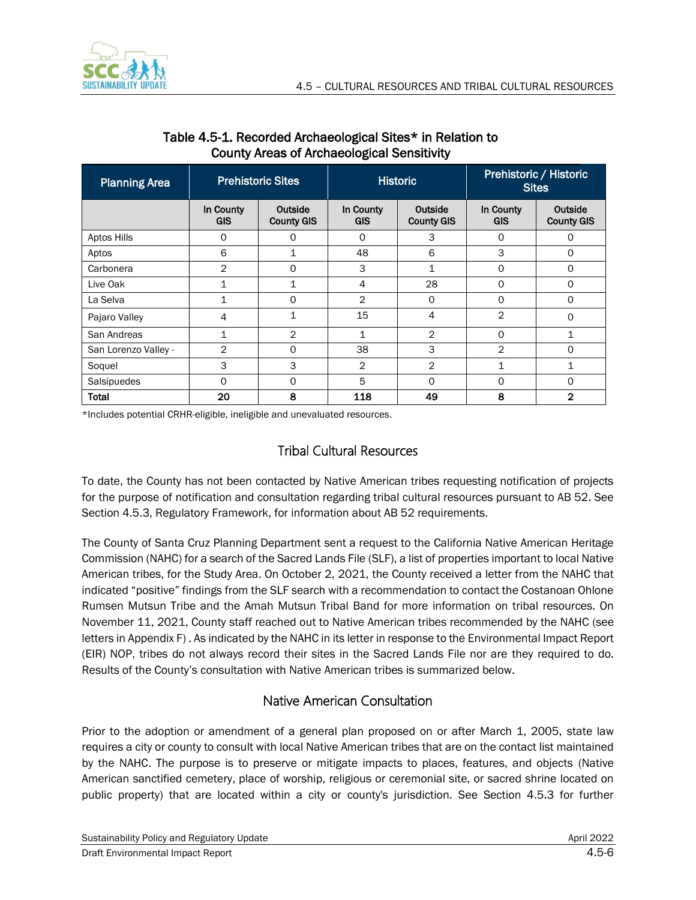### Table 4.5-1. Recorded Archaeological Sites* in Relation to County Areas of Archaeological Sensitivity

| Planning Area | Prehistoric Sites | | Historic | | Prehistoric / Historic Sites | |
|---|---|---|---|---|---|---|
| | In County GIS | Outside County GIS | In County GIS | Outside County GIS | In County GIS | Outside County GIS |
| Aptos Hills | 0 | 0 | 0 | 3 | 0 | 0 |
| Aptos | 6 | 1 | 48 | 6 | 3 | 0 |
| Carbonera | 2 | 0 | 3 | 1 | 0 | 0 |
| Live Oak | 1 | 1 | 4 | 28 | 0 | 0 |
| La Selva | 1 | 0 | 2 | 0 | 0 | 0 |
| Pajaro Valley | 4 | 1 | 15 | 4 | 2 | 0 |
| San Andreas | 1 | 2 | 1 | 2 | 0 | 1 |
| San Lorenzo Valley - | 2 | 0 | 38 | 3 | 2 | 0 |
| Soquel | 3 | 3 | 2 | 2 | 1 | 1 |
| Salsipuedes | 0 | 0 | 5 | 0 | 0 | 0 |
| **Total** | **20** | **8** | **118** | **49** | **8** | **2** |

*Includes potential CRHR-eligible, ineligible and unevaluated resources.

## Tribal Cultural Resources

To date, the County has not been contacted by Native American tribes requesting notification of projects for the purpose of notification and consultation regarding tribal cultural resources pursuant to AB 52. See Section 4.5.3, Regulatory Framework, for information about AB 52 requirements.

The County of Santa Cruz Planning Department sent a request to the California Native American Heritage Commission (NAHC) for a search of the Sacred Lands File (SLF), a list of properties important to local Native American tribes, for the Study Area. On October 2, 2021, the County received a letter from the NAHC that indicated "positive" findings from the SLF search with a recommendation to contact the Costanoan Ohlone Rumsen Mutsun Tribe and the Amah Mutsun Tribal Band for more information on tribal resources. On November 11, 2021, County staff reached out to Native American tribes recommended by the NAHC (see letters in Appendix F) . As indicated by the NAHC in its letter in response to the Environmental Impact Report (EIR) NOP, tribes do not always record their sites in the Sacred Lands File nor are they required to do. Results of the County's consultation with Native American tribes is summarized below.

## Native American Consultation

Prior to the adoption or amendment of a general plan proposed on or after March 1, 2005, state law requires a city or county to consult with local Native American tribes that are on the contact list maintained by the NAHC. The purpose is to preserve or mitigate impacts to places, features, and objects (Native American sanctified cemetery, place of worship, religious or ceremonial site, or sacred shrine located on public property) that are located within a city or county's jurisdiction. See Section 4.5.3 for further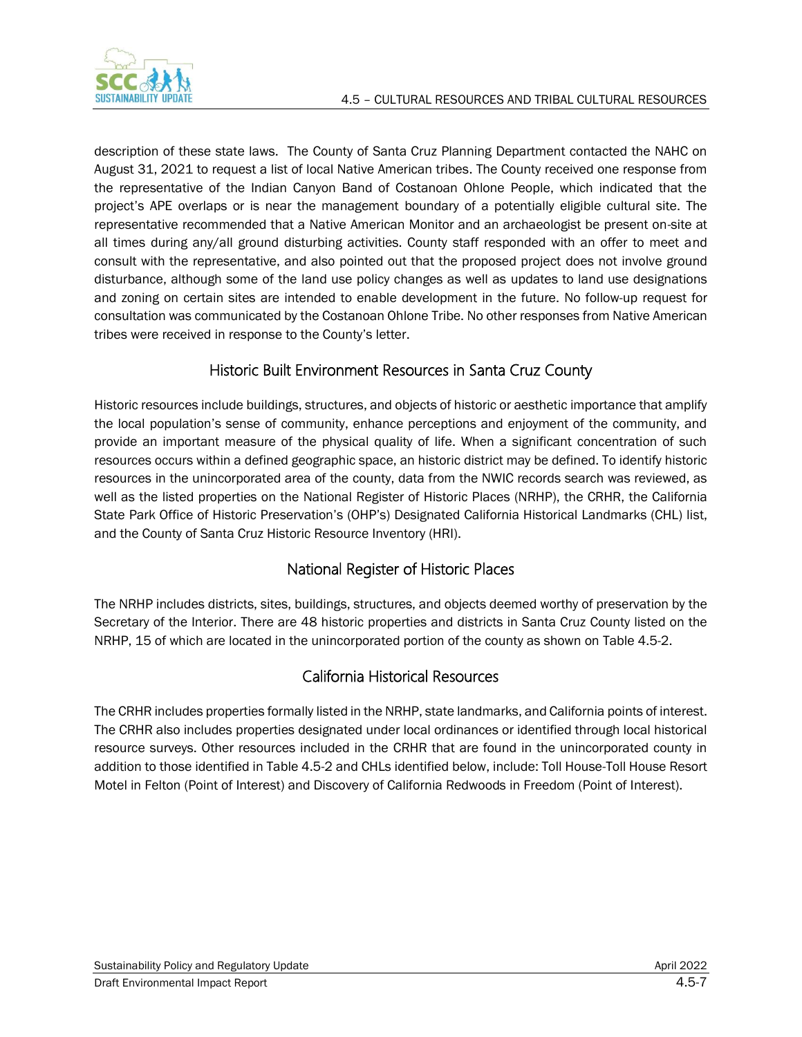description of these state laws. The County of Santa Cruz Planning Department contacted the NAHC on August 31, 2021 to request a list of local Native American tribes. The County received one response from the representative of the Indian Canyon Band of Costanoan Ohlone People, which indicated that the project's APE overlaps or is near the management boundary of a potentially eligible cultural site. The representative recommended that a Native American Monitor and an archaeologist be present on-site at all times during any/all ground disturbing activities. County staff responded with an offer to meet and consult with the representative, and also pointed out that the proposed project does not involve ground disturbance, although some of the land use policy changes as well as updates to land use designations and zoning on certain sites are intended to enable development in the future. No follow-up request for consultation was communicated by the Costanoan Ohlone Tribe. No other responses from Native American tribes were received in response to the County's letter.

## Historic Built Environment Resources in Santa Cruz County

Historic resources include buildings, structures, and objects of historic or aesthetic importance that amplify the local population's sense of community, enhance perceptions and enjoyment of the community, and provide an important measure of the physical quality of life. When a significant concentration of such resources occurs within a defined geographic space, an historic district may be defined. To identify historic resources in the unincorporated area of the county, data from the NWIC records search was reviewed, as well as the listed properties on the National Register of Historic Places (NRHP), the CRHR, the California State Park Office of Historic Preservation's (OHP's) Designated California Historical Landmarks (CHL) list, and the County of Santa Cruz Historic Resource Inventory (HRI).

## National Register of Historic Places

The NRHP includes districts, sites, buildings, structures, and objects deemed worthy of preservation by the Secretary of the Interior. There are 48 historic properties and districts in Santa Cruz County listed on the NRHP, 15 of which are located in the unincorporated portion of the county as shown on Table 4.5-2.

## California Historical Resources

The CRHR includes properties formally listed in the NRHP, state landmarks, and California points of interest. The CRHR also includes properties designated under local ordinances or identified through local historical resource surveys. Other resources included in the CRHR that are found in the unincorporated county in addition to those identified in Table 4.5-2 and CHLs identified below, include: Toll House-Toll House Resort Motel in Felton (Point of Interest) and Discovery of California Redwoods in Freedom (Point of Interest).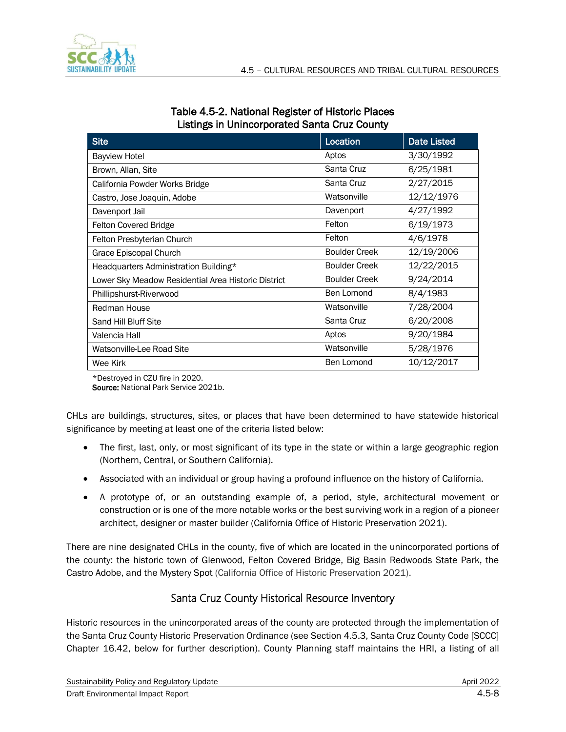**Table 4.5-2. National Register of Historic Places Listings in Unincorporated Santa Cruz County**

| Site | Location | Date Listed |
|---|---|---|
| Bayview Hotel | Aptos | 3/30/1992 |
| Brown, Allan, Site | Santa Cruz | 6/25/1981 |
| California Powder Works Bridge | Santa Cruz | 2/27/2015 |
| Castro, Jose Joaquin, Adobe | Watsonville | 12/12/1976 |
| Davenport Jail | Davenport | 4/27/1992 |
| Felton Covered Bridge | Felton | 6/19/1973 |
| Felton Presbyterian Church | Felton | 4/6/1978 |
| Grace Episcopal Church | Boulder Creek | 12/19/2006 |
| Headquarters Administration Building* | Boulder Creek | 12/22/2015 |
| Lower Sky Meadow Residential Area Historic District | Boulder Creek | 9/24/2014 |
| Phillipshurst-Riverwood | Ben Lomond | 8/4/1983 |
| Redman House | Watsonville | 7/28/2004 |
| Sand Hill Bluff Site | Santa Cruz | 6/20/2008 |
| Valencia Hall | Aptos | 9/20/1984 |
| Watsonville-Lee Road Site | Watsonville | 5/28/1976 |
| Wee Kirk | Ben Lomond | 10/12/2017 |

*Destroyed in CZU fire in 2020.
**Source:** National Park Service 2021b.

CHLs are buildings, structures, sites, or places that have been determined to have statewide historical significance by meeting at least one of the criteria listed below:

- The first, last, only, or most significant of its type in the state or within a large geographic region (Northern, Central, or Southern California).
- Associated with an individual or group having a profound influence on the history of California.
- A prototype of, or an outstanding example of, a period, style, architectural movement or construction or is one of the more notable works or the best surviving work in a region of a pioneer architect, designer or master builder (California Office of Historic Preservation 2021).

There are nine designated CHLs in the county, five of which are located in the unincorporated portions of the county: the historic town of Glenwood, Felton Covered Bridge, Big Basin Redwoods State Park, the Castro Adobe, and the Mystery Spot (California Office of Historic Preservation 2021).

## Santa Cruz County Historical Resource Inventory

Historic resources in the unincorporated areas of the county are protected through the implementation of the Santa Cruz County Historic Preservation Ordinance (see Section 4.5.3, Santa Cruz County Code [SCCC] Chapter 16.42, below for further description). County Planning staff maintains the HRI, a listing of all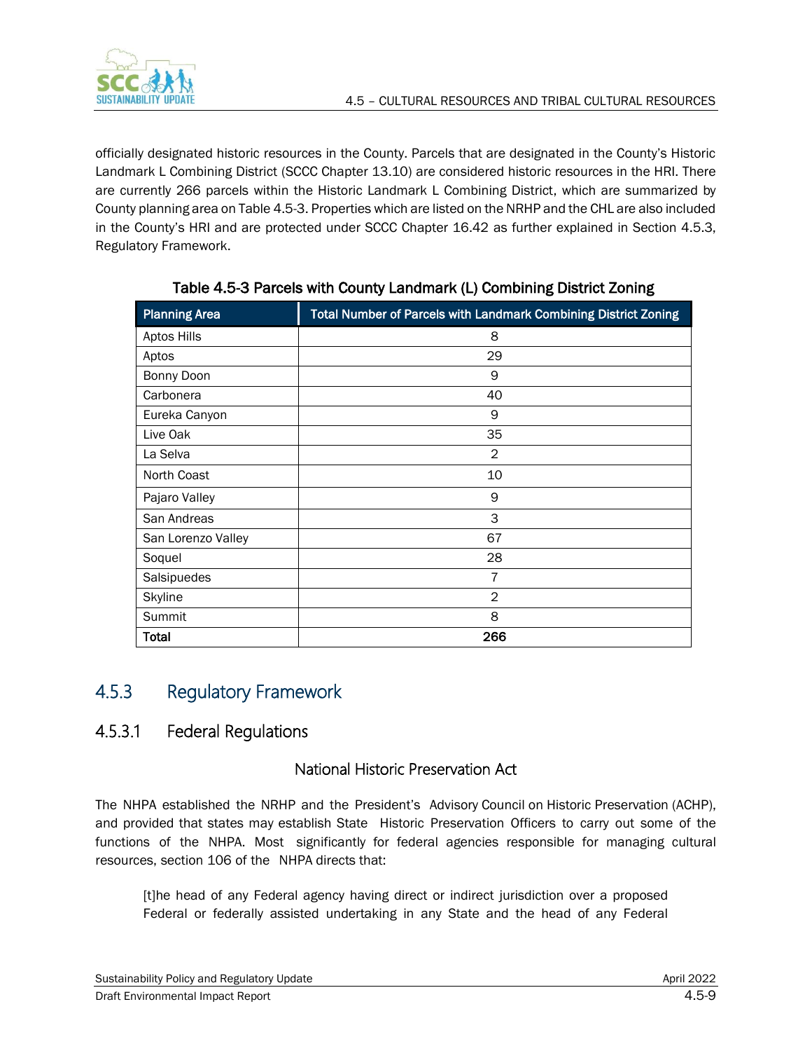officially designated historic resources in the County. Parcels that are designated in the County's Historic Landmark L Combining District (SCCC Chapter 13.10) are considered historic resources in the HRI. There are currently 266 parcels within the Historic Landmark L Combining District, which are summarized by County planning area on Table 4.5-3. Properties which are listed on the NRHP and the CHL are also included in the County's HRI and are protected under SCCC Chapter 16.42 as further explained in Section 4.5.3, Regulatory Framework.

**Table 4.5-3 Parcels with County Landmark (L) Combining District Zoning**

| Planning Area | Total Number of Parcels with Landmark Combining District Zoning |
|---|---|
| Aptos Hills | 8 |
| Aptos | 29 |
| Bonny Doon | 9 |
| Carbonera | 40 |
| Eureka Canyon | 9 |
| Live Oak | 35 |
| La Selva | 2 |
| North Coast | 10 |
| Pajaro Valley | 9 |
| San Andreas | 3 |
| San Lorenzo Valley | 67 |
| Soquel | 28 |
| Salsipuedes | 7 |
| Skyline | 2 |
| Summit | 8 |
| **Total** | **266** |

## 4.5.3 Regulatory Framework

### 4.5.3.1 Federal Regulations

#### National Historic Preservation Act

The NHPA established the NRHP and the President's Advisory Council on Historic Preservation (ACHP), and provided that states may establish State Historic Preservation Officers to carry out some of the functions of the NHPA. Most significantly for federal agencies responsible for managing cultural resources, section 106 of the NHPA directs that:

> [t]he head of any Federal agency having direct or indirect jurisdiction over a proposed Federal or federally assisted undertaking in any State and the head of any Federal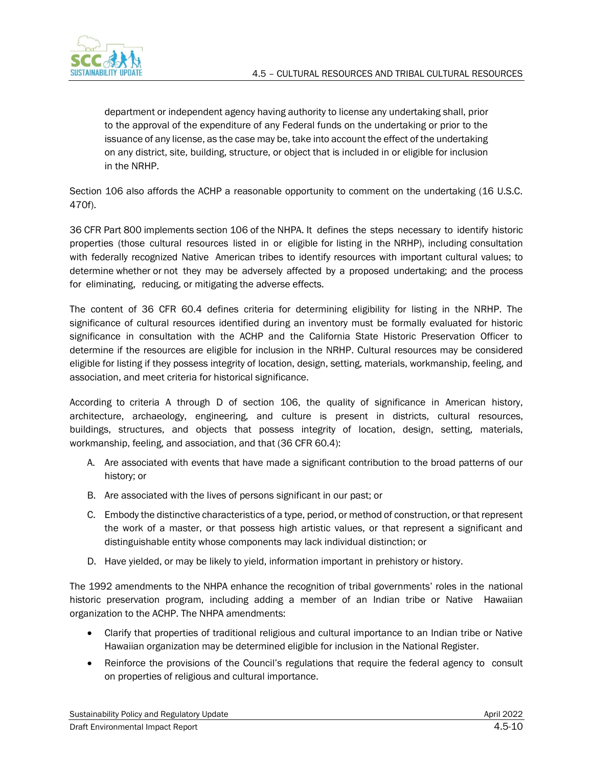department or independent agency having authority to license any undertaking shall, prior to the approval of the expenditure of any Federal funds on the undertaking or prior to the issuance of any license, as the case may be, take into account the effect of the undertaking on any district, site, building, structure, or object that is included in or eligible for inclusion in the NRHP.

Section 106 also affords the ACHP a reasonable opportunity to comment on the undertaking (16 U.S.C. 470f).

36 CFR Part 800 implements section 106 of the NHPA. It defines the steps necessary to identify historic properties (those cultural resources listed in or eligible for listing in the NRHP), including consultation with federally recognized Native American tribes to identify resources with important cultural values; to determine whether or not they may be adversely affected by a proposed undertaking; and the process for eliminating, reducing, or mitigating the adverse effects.

The content of 36 CFR 60.4 defines criteria for determining eligibility for listing in the NRHP. The significance of cultural resources identified during an inventory must be formally evaluated for historic significance in consultation with the ACHP and the California State Historic Preservation Officer to determine if the resources are eligible for inclusion in the NRHP. Cultural resources may be considered eligible for listing if they possess integrity of location, design, setting, materials, workmanship, feeling, and association, and meet criteria for historical significance.

According to criteria A through D of section 106, the quality of significance in American history, architecture, archaeology, engineering, and culture is present in districts, cultural resources, buildings, structures, and objects that possess integrity of location, design, setting, materials, workmanship, feeling, and association, and that (36 CFR 60.4):

A. Are associated with events that have made a significant contribution to the broad patterns of our history; or
B. Are associated with the lives of persons significant in our past; or
C. Embody the distinctive characteristics of a type, period, or method of construction, or that represent the work of a master, or that possess high artistic values, or that represent a significant and distinguishable entity whose components may lack individual distinction; or
D. Have yielded, or may be likely to yield, information important in prehistory or history.

The 1992 amendments to the NHPA enhance the recognition of tribal governments' roles in the national historic preservation program, including adding a member of an Indian tribe or Native Hawaiian organization to the ACHP. The NHPA amendments:

- Clarify that properties of traditional religious and cultural importance to an Indian tribe or Native Hawaiian organization may be determined eligible for inclusion in the National Register.
- Reinforce the provisions of the Council's regulations that require the federal agency to consult on properties of religious and cultural importance.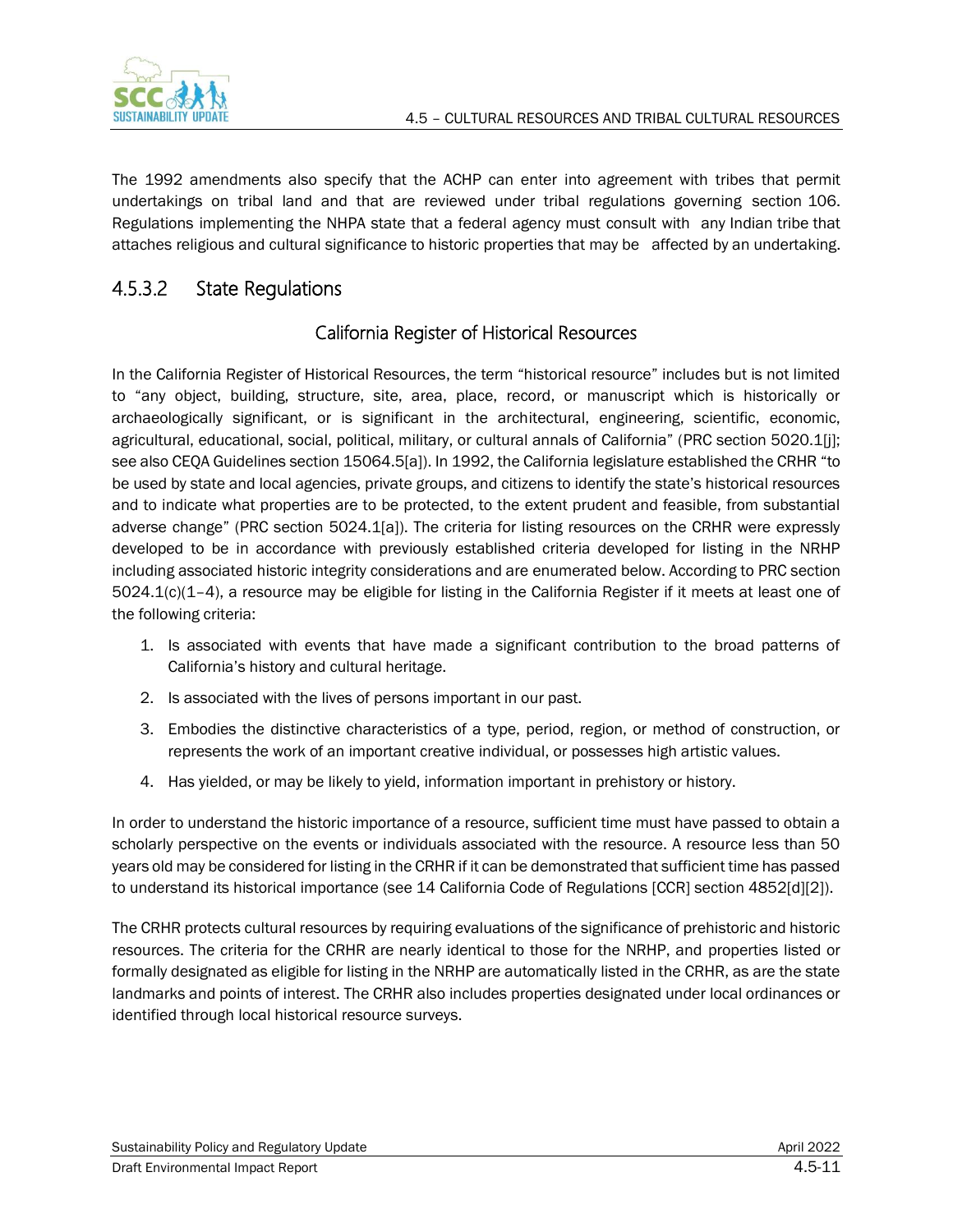The 1992 amendments also specify that the ACHP can enter into agreement with tribes that permit undertakings on tribal land and that are reviewed under tribal regulations governing section 106. Regulations implementing the NHPA state that a federal agency must consult with any Indian tribe that attaches religious and cultural significance to historic properties that may be affected by an undertaking.

### 4.5.3.2 State Regulations

#### California Register of Historical Resources

In the California Register of Historical Resources, the term "historical resource" includes but is not limited to "any object, building, structure, site, area, place, record, or manuscript which is historically or archaeologically significant, or is significant in the architectural, engineering, scientific, economic, agricultural, educational, social, political, military, or cultural annals of California" (PRC section 5020.1[j]; see also CEQA Guidelines section 15064.5[a]). In 1992, the California legislature established the CRHR "to be used by state and local agencies, private groups, and citizens to identify the state's historical resources and to indicate what properties are to be protected, to the extent prudent and feasible, from substantial adverse change" (PRC section 5024.1[a]). The criteria for listing resources on the CRHR were expressly developed to be in accordance with previously established criteria developed for listing in the NRHP including associated historic integrity considerations and are enumerated below. According to PRC section 5024.1(c)(1–4), a resource may be eligible for listing in the California Register if it meets at least one of the following criteria:

1. Is associated with events that have made a significant contribution to the broad patterns of California's history and cultural heritage.
2. Is associated with the lives of persons important in our past.
3. Embodies the distinctive characteristics of a type, period, region, or method of construction, or represents the work of an important creative individual, or possesses high artistic values.
4. Has yielded, or may be likely to yield, information important in prehistory or history.

In order to understand the historic importance of a resource, sufficient time must have passed to obtain a scholarly perspective on the events or individuals associated with the resource. A resource less than 50 years old may be considered for listing in the CRHR if it can be demonstrated that sufficient time has passed to understand its historical importance (see 14 California Code of Regulations [CCR] section 4852[d][2]).

The CRHR protects cultural resources by requiring evaluations of the significance of prehistoric and historic resources. The criteria for the CRHR are nearly identical to those for the NRHP, and properties listed or formally designated as eligible for listing in the NRHP are automatically listed in the CRHR, as are the state landmarks and points of interest. The CRHR also includes properties designated under local ordinances or identified through local historical resource surveys.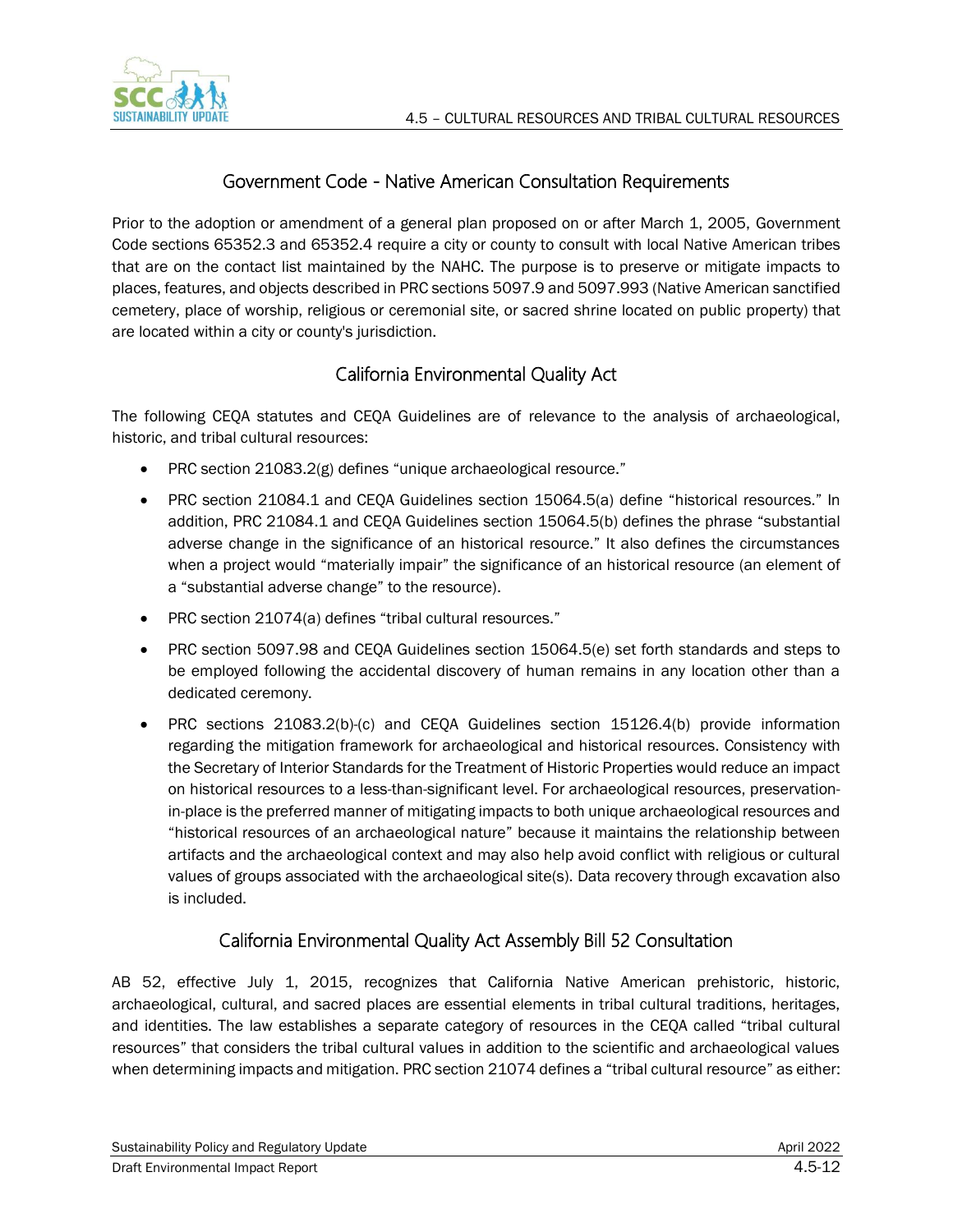### Government Code - Native American Consultation Requirements

Prior to the adoption or amendment of a general plan proposed on or after March 1, 2005, Government Code sections 65352.3 and 65352.4 require a city or county to consult with local Native American tribes that are on the contact list maintained by the NAHC. The purpose is to preserve or mitigate impacts to places, features, and objects described in PRC sections 5097.9 and 5097.993 (Native American sanctified cemetery, place of worship, religious or ceremonial site, or sacred shrine located on public property) that are located within a city or county's jurisdiction.

### California Environmental Quality Act

The following CEQA statutes and CEQA Guidelines are of relevance to the analysis of archaeological, historic, and tribal cultural resources:

- PRC section 21083.2(g) defines "unique archaeological resource."
- PRC section 21084.1 and CEQA Guidelines section 15064.5(a) define "historical resources." In addition, PRC 21084.1 and CEQA Guidelines section 15064.5(b) defines the phrase "substantial adverse change in the significance of an historical resource." It also defines the circumstances when a project would "materially impair" the significance of an historical resource (an element of a "substantial adverse change" to the resource).
- PRC section 21074(a) defines "tribal cultural resources."
- PRC section 5097.98 and CEQA Guidelines section 15064.5(e) set forth standards and steps to be employed following the accidental discovery of human remains in any location other than a dedicated ceremony.
- PRC sections 21083.2(b)-(c) and CEQA Guidelines section 15126.4(b) provide information regarding the mitigation framework for archaeological and historical resources. Consistency with the Secretary of Interior Standards for the Treatment of Historic Properties would reduce an impact on historical resources to a less-than-significant level. For archaeological resources, preservation-in-place is the preferred manner of mitigating impacts to both unique archaeological resources and "historical resources of an archaeological nature" because it maintains the relationship between artifacts and the archaeological context and may also help avoid conflict with religious or cultural values of groups associated with the archaeological site(s). Data recovery through excavation also is included.

### California Environmental Quality Act Assembly Bill 52 Consultation

AB 52, effective July 1, 2015, recognizes that California Native American prehistoric, historic, archaeological, cultural, and sacred places are essential elements in tribal cultural traditions, heritages, and identities. The law establishes a separate category of resources in the CEQA called "tribal cultural resources" that considers the tribal cultural values in addition to the scientific and archaeological values when determining impacts and mitigation. PRC section 21074 defines a "tribal cultural resource" as either: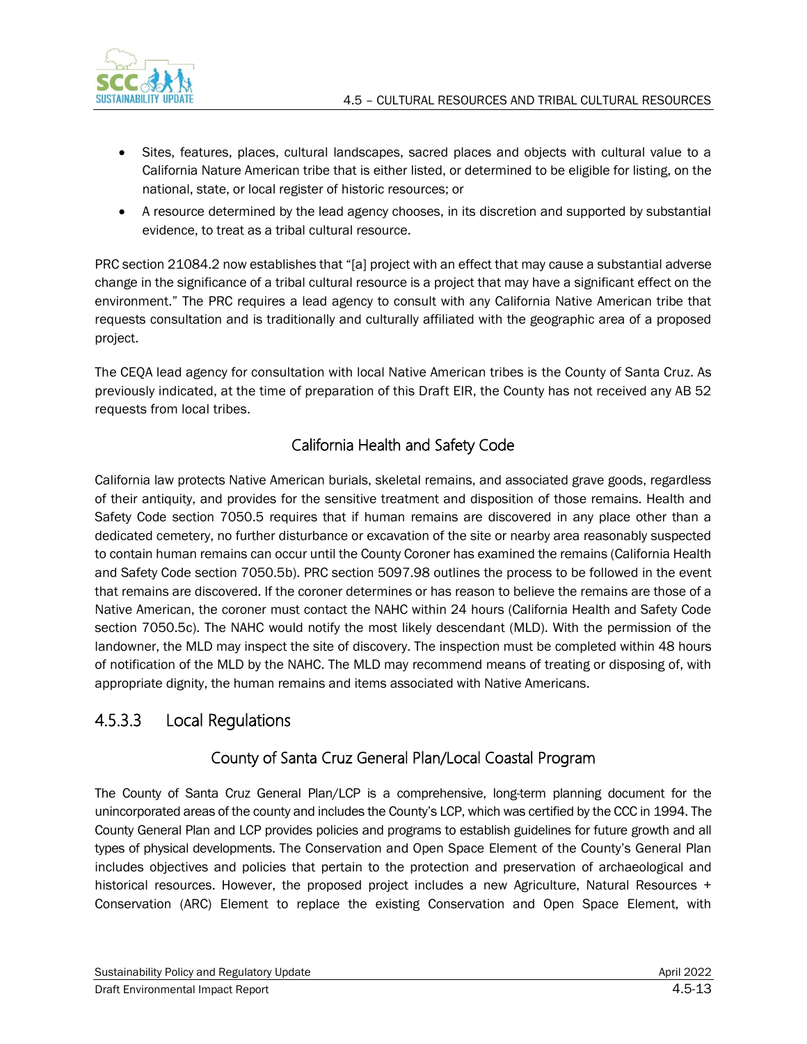- Sites, features, places, cultural landscapes, sacred places and objects with cultural value to a California Nature American tribe that is either listed, or determined to be eligible for listing, on the national, state, or local register of historic resources; or
- A resource determined by the lead agency chooses, in its discretion and supported by substantial evidence, to treat as a tribal cultural resource.

PRC section 21084.2 now establishes that "[a] project with an effect that may cause a substantial adverse change in the significance of a tribal cultural resource is a project that may have a significant effect on the environment." The PRC requires a lead agency to consult with any California Native American tribe that requests consultation and is traditionally and culturally affiliated with the geographic area of a proposed project.

The CEQA lead agency for consultation with local Native American tribes is the County of Santa Cruz. As previously indicated, at the time of preparation of this Draft EIR, the County has not received any AB 52 requests from local tribes.

#### California Health and Safety Code

California law protects Native American burials, skeletal remains, and associated grave goods, regardless of their antiquity, and provides for the sensitive treatment and disposition of those remains. Health and Safety Code section 7050.5 requires that if human remains are discovered in any place other than a dedicated cemetery, no further disturbance or excavation of the site or nearby area reasonably suspected to contain human remains can occur until the County Coroner has examined the remains (California Health and Safety Code section 7050.5b). PRC section 5097.98 outlines the process to be followed in the event that remains are discovered. If the coroner determines or has reason to believe the remains are those of a Native American, the coroner must contact the NAHC within 24 hours (California Health and Safety Code section 7050.5c). The NAHC would notify the most likely descendant (MLD). With the permission of the landowner, the MLD may inspect the site of discovery. The inspection must be completed within 48 hours of notification of the MLD by the NAHC. The MLD may recommend means of treating or disposing of, with appropriate dignity, the human remains and items associated with Native Americans.

### 4.5.3.3 Local Regulations

#### County of Santa Cruz General Plan/Local Coastal Program

The County of Santa Cruz General Plan/LCP is a comprehensive, long-term planning document for the unincorporated areas of the county and includes the County's LCP, which was certified by the CCC in 1994. The County General Plan and LCP provides policies and programs to establish guidelines for future growth and all types of physical developments. The Conservation and Open Space Element of the County's General Plan includes objectives and policies that pertain to the protection and preservation of archaeological and historical resources. However, the proposed project includes a new Agriculture, Natural Resources + Conservation (ARC) Element to replace the existing Conservation and Open Space Element, with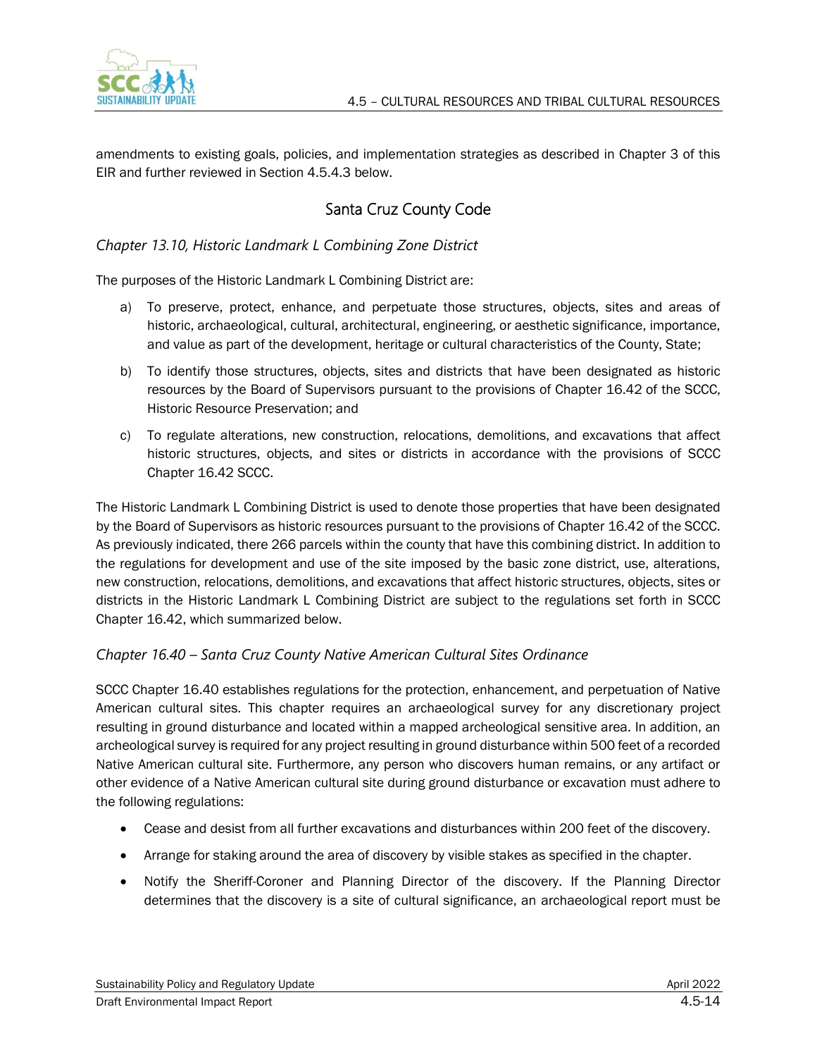amendments to existing goals, policies, and implementation strategies as described in Chapter 3 of this EIR and further reviewed in Section 4.5.4.3 below.

## Santa Cruz County Code

### *Chapter 13.10, Historic Landmark L Combining Zone District*

The purposes of the Historic Landmark L Combining District are:

a) To preserve, protect, enhance, and perpetuate those structures, objects, sites and areas of historic, archaeological, cultural, architectural, engineering, or aesthetic significance, importance, and value as part of the development, heritage or cultural characteristics of the County, State;

b) To identify those structures, objects, sites and districts that have been designated as historic resources by the Board of Supervisors pursuant to the provisions of Chapter 16.42 of the SCCC, Historic Resource Preservation; and

c) To regulate alterations, new construction, relocations, demolitions, and excavations that affect historic structures, objects, and sites or districts in accordance with the provisions of SCCC Chapter 16.42 SCCC.

The Historic Landmark L Combining District is used to denote those properties that have been designated by the Board of Supervisors as historic resources pursuant to the provisions of Chapter 16.42 of the SCCC. As previously indicated, there 266 parcels within the county that have this combining district. In addition to the regulations for development and use of the site imposed by the basic zone district, use, alterations, new construction, relocations, demolitions, and excavations that affect historic structures, objects, sites or districts in the Historic Landmark L Combining District are subject to the regulations set forth in SCCC Chapter 16.42, which summarized below.

### *Chapter 16.40 – Santa Cruz County Native American Cultural Sites Ordinance*

SCCC Chapter 16.40 establishes regulations for the protection, enhancement, and perpetuation of Native American cultural sites. This chapter requires an archaeological survey for any discretionary project resulting in ground disturbance and located within a mapped archeological sensitive area. In addition, an archeological survey is required for any project resulting in ground disturbance within 500 feet of a recorded Native American cultural site. Furthermore, any person who discovers human remains, or any artifact or other evidence of a Native American cultural site during ground disturbance or excavation must adhere to the following regulations:

- Cease and desist from all further excavations and disturbances within 200 feet of the discovery.
- Arrange for staking around the area of discovery by visible stakes as specified in the chapter.
- Notify the Sheriff-Coroner and Planning Director of the discovery. If the Planning Director determines that the discovery is a site of cultural significance, an archaeological report must be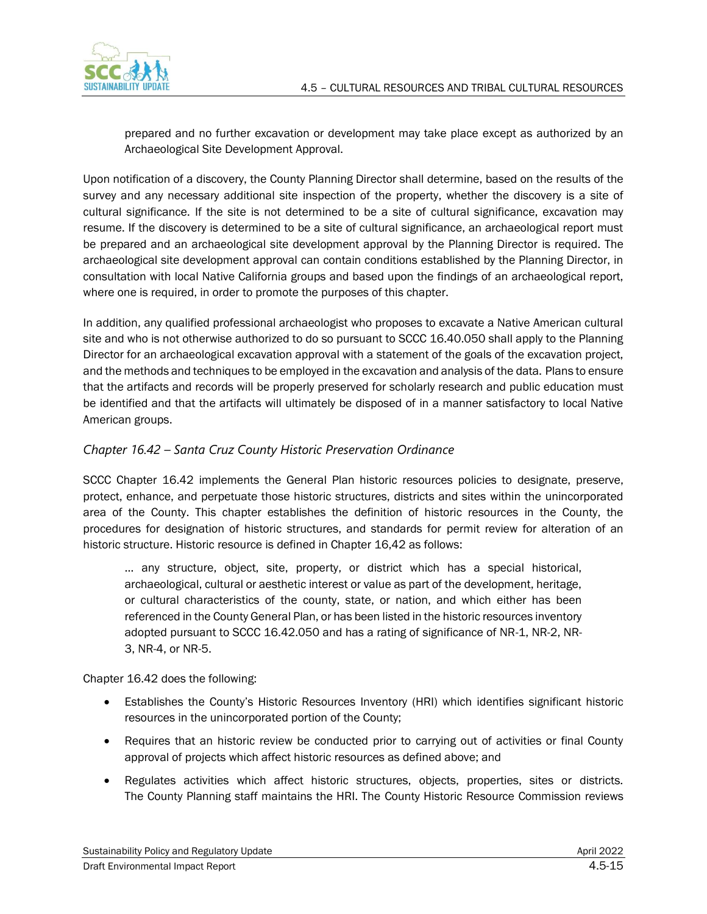prepared and no further excavation or development may take place except as authorized by an Archaeological Site Development Approval.

Upon notification of a discovery, the County Planning Director shall determine, based on the results of the survey and any necessary additional site inspection of the property, whether the discovery is a site of cultural significance. If the site is not determined to be a site of cultural significance, excavation may resume. If the discovery is determined to be a site of cultural significance, an archaeological report must be prepared and an archaeological site development approval by the Planning Director is required. The archaeological site development approval can contain conditions established by the Planning Director, in consultation with local Native California groups and based upon the findings of an archaeological report, where one is required, in order to promote the purposes of this chapter.

In addition, any qualified professional archaeologist who proposes to excavate a Native American cultural site and who is not otherwise authorized to do so pursuant to SCCC 16.40.050 shall apply to the Planning Director for an archaeological excavation approval with a statement of the goals of the excavation project, and the methods and techniques to be employed in the excavation and analysis of the data. Plans to ensure that the artifacts and records will be properly preserved for scholarly research and public education must be identified and that the artifacts will ultimately be disposed of in a manner satisfactory to local Native American groups.

*Chapter 16.42 – Santa Cruz County Historic Preservation Ordinance*

SCCC Chapter 16.42 implements the General Plan historic resources policies to designate, preserve, protect, enhance, and perpetuate those historic structures, districts and sites within the unincorporated area of the County. This chapter establishes the definition of historic resources in the County, the procedures for designation of historic structures, and standards for permit review for alteration of an historic structure. Historic resource is defined in Chapter 16,42 as follows:

> … any structure, object, site, property, or district which has a special historical, archaeological, cultural or aesthetic interest or value as part of the development, heritage, or cultural characteristics of the county, state, or nation, and which either has been referenced in the County General Plan, or has been listed in the historic resources inventory adopted pursuant to SCCC 16.42.050 and has a rating of significance of NR-1, NR-2, NR-3, NR-4, or NR-5.

Chapter 16.42 does the following:

- Establishes the County's Historic Resources Inventory (HRI) which identifies significant historic resources in the unincorporated portion of the County;
- Requires that an historic review be conducted prior to carrying out of activities or final County approval of projects which affect historic resources as defined above; and
- Regulates activities which affect historic structures, objects, properties, sites or districts. The County Planning staff maintains the HRI. The County Historic Resource Commission reviews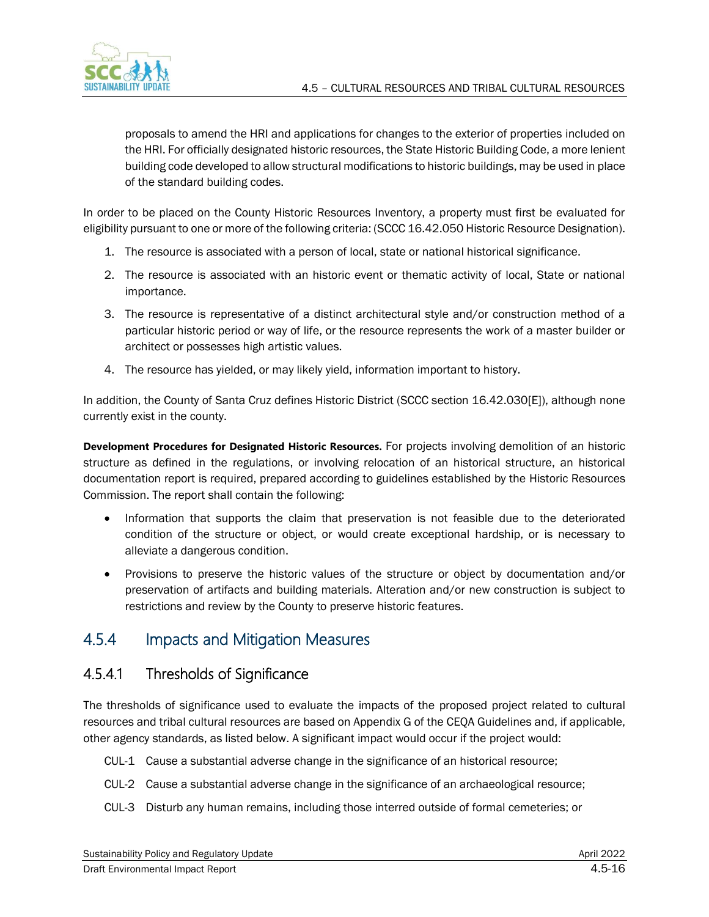proposals to amend the HRI and applications for changes to the exterior of properties included on the HRI. For officially designated historic resources, the State Historic Building Code, a more lenient building code developed to allow structural modifications to historic buildings, may be used in place of the standard building codes.

In order to be placed on the County Historic Resources Inventory, a property must first be evaluated for eligibility pursuant to one or more of the following criteria: (SCCC 16.42.050 Historic Resource Designation).

1. The resource is associated with a person of local, state or national historical significance.
2. The resource is associated with an historic event or thematic activity of local, State or national importance.
3. The resource is representative of a distinct architectural style and/or construction method of a particular historic period or way of life, or the resource represents the work of a master builder or architect or possesses high artistic values.
4. The resource has yielded, or may likely yield, information important to history.

In addition, the County of Santa Cruz defines Historic District (SCCC section 16.42.030[E]), although none currently exist in the county.

**Development Procedures for Designated Historic Resources.** For projects involving demolition of an historic structure as defined in the regulations, or involving relocation of an historical structure, an historical documentation report is required, prepared according to guidelines established by the Historic Resources Commission. The report shall contain the following:

- Information that supports the claim that preservation is not feasible due to the deteriorated condition of the structure or object, or would create exceptional hardship, or is necessary to alleviate a dangerous condition.
- Provisions to preserve the historic values of the structure or object by documentation and/or preservation of artifacts and building materials. Alteration and/or new construction is subject to restrictions and review by the County to preserve historic features.

## 4.5.4 Impacts and Mitigation Measures

### 4.5.4.1 Thresholds of Significance

The thresholds of significance used to evaluate the impacts of the proposed project related to cultural resources and tribal cultural resources are based on Appendix G of the CEQA Guidelines and, if applicable, other agency standards, as listed below. A significant impact would occur if the project would:

CUL-1 Cause a substantial adverse change in the significance of an historical resource;

CUL-2 Cause a substantial adverse change in the significance of an archaeological resource;

CUL-3 Disturb any human remains, including those interred outside of formal cemeteries; or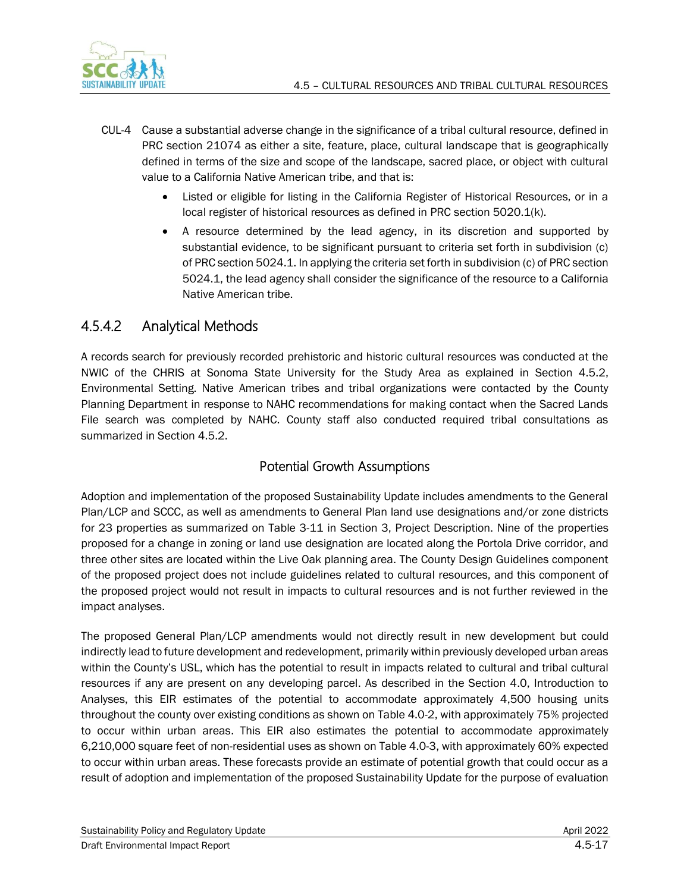CUL-4 Cause a substantial adverse change in the significance of a tribal cultural resource, defined in PRC section 21074 as either a site, feature, place, cultural landscape that is geographically defined in terms of the size and scope of the landscape, sacred place, or object with cultural value to a California Native American tribe, and that is:

- Listed or eligible for listing in the California Register of Historical Resources, or in a local register of historical resources as defined in PRC section 5020.1(k).
- A resource determined by the lead agency, in its discretion and supported by substantial evidence, to be significant pursuant to criteria set forth in subdivision (c) of PRC section 5024.1. In applying the criteria set forth in subdivision (c) of PRC section 5024.1, the lead agency shall consider the significance of the resource to a California Native American tribe.

## 4.5.4.2 Analytical Methods

A records search for previously recorded prehistoric and historic cultural resources was conducted at the NWIC of the CHRIS at Sonoma State University for the Study Area as explained in Section 4.5.2, Environmental Setting. Native American tribes and tribal organizations were contacted by the County Planning Department in response to NAHC recommendations for making contact when the Sacred Lands File search was completed by NAHC. County staff also conducted required tribal consultations as summarized in Section 4.5.2.

### Potential Growth Assumptions

Adoption and implementation of the proposed Sustainability Update includes amendments to the General Plan/LCP and SCCC, as well as amendments to General Plan land use designations and/or zone districts for 23 properties as summarized on Table 3-11 in Section 3, Project Description. Nine of the properties proposed for a change in zoning or land use designation are located along the Portola Drive corridor, and three other sites are located within the Live Oak planning area. The County Design Guidelines component of the proposed project does not include guidelines related to cultural resources, and this component of the proposed project would not result in impacts to cultural resources and is not further reviewed in the impact analyses.

The proposed General Plan/LCP amendments would not directly result in new development but could indirectly lead to future development and redevelopment, primarily within previously developed urban areas within the County's USL, which has the potential to result in impacts related to cultural and tribal cultural resources if any are present on any developing parcel. As described in the Section 4.0, Introduction to Analyses, this EIR estimates of the potential to accommodate approximately 4,500 housing units throughout the county over existing conditions as shown on Table 4.0-2, with approximately 75% projected to occur within urban areas. This EIR also estimates the potential to accommodate approximately 6,210,000 square feet of non-residential uses as shown on Table 4.0-3, with approximately 60% expected to occur within urban areas. These forecasts provide an estimate of potential growth that could occur as a result of adoption and implementation of the proposed Sustainability Update for the purpose of evaluation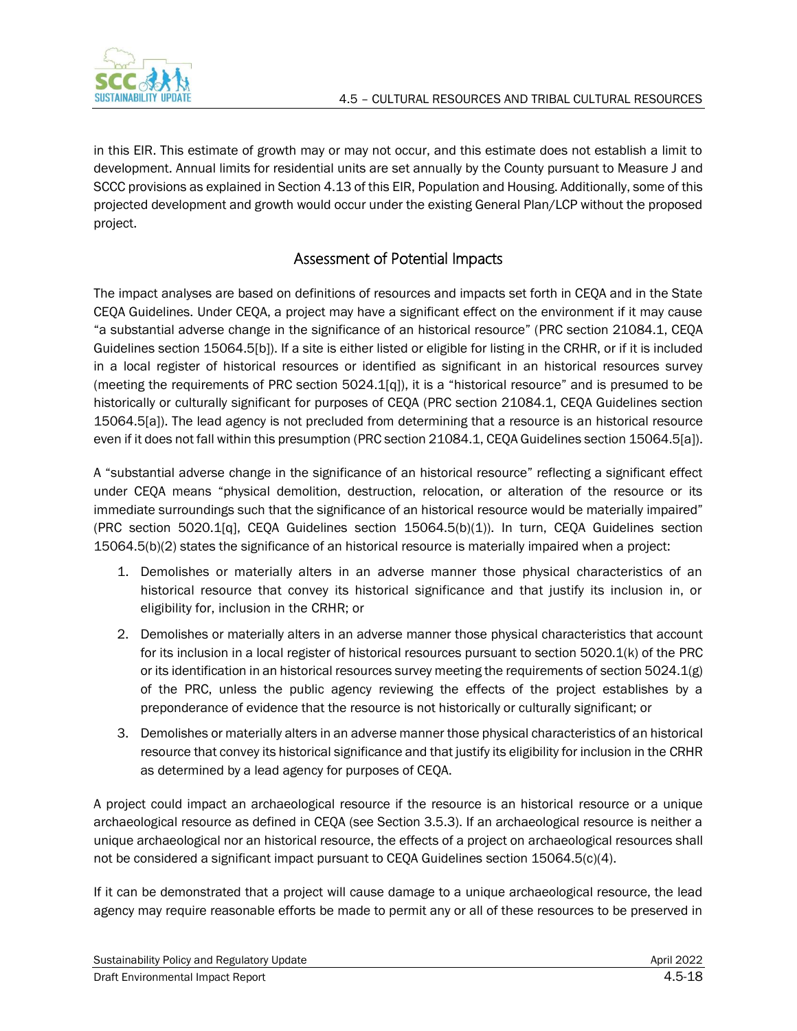in this EIR. This estimate of growth may or may not occur, and this estimate does not establish a limit to development. Annual limits for residential units are set annually by the County pursuant to Measure J and SCCC provisions as explained in Section 4.13 of this EIR, Population and Housing. Additionally, some of this projected development and growth would occur under the existing General Plan/LCP without the proposed project.

## Assessment of Potential Impacts

The impact analyses are based on definitions of resources and impacts set forth in CEQA and in the State CEQA Guidelines. Under CEQA, a project may have a significant effect on the environment if it may cause "a substantial adverse change in the significance of an historical resource" (PRC section 21084.1, CEQA Guidelines section 15064.5[b]). If a site is either listed or eligible for listing in the CRHR, or if it is included in a local register of historical resources or identified as significant in an historical resources survey (meeting the requirements of PRC section 5024.1[q]), it is a "historical resource" and is presumed to be historically or culturally significant for purposes of CEQA (PRC section 21084.1, CEQA Guidelines section 15064.5[a]). The lead agency is not precluded from determining that a resource is an historical resource even if it does not fall within this presumption (PRC section 21084.1, CEQA Guidelines section 15064.5[a]).

A "substantial adverse change in the significance of an historical resource" reflecting a significant effect under CEQA means "physical demolition, destruction, relocation, or alteration of the resource or its immediate surroundings such that the significance of an historical resource would be materially impaired" (PRC section 5020.1[q], CEQA Guidelines section 15064.5(b)(1)). In turn, CEQA Guidelines section 15064.5(b)(2) states the significance of an historical resource is materially impaired when a project:

1. Demolishes or materially alters in an adverse manner those physical characteristics of an historical resource that convey its historical significance and that justify its inclusion in, or eligibility for, inclusion in the CRHR; or
2. Demolishes or materially alters in an adverse manner those physical characteristics that account for its inclusion in a local register of historical resources pursuant to section 5020.1(k) of the PRC or its identification in an historical resources survey meeting the requirements of section 5024.1(g) of the PRC, unless the public agency reviewing the effects of the project establishes by a preponderance of evidence that the resource is not historically or culturally significant; or
3. Demolishes or materially alters in an adverse manner those physical characteristics of an historical resource that convey its historical significance and that justify its eligibility for inclusion in the CRHR as determined by a lead agency for purposes of CEQA.

A project could impact an archaeological resource if the resource is an historical resource or a unique archaeological resource as defined in CEQA (see Section 3.5.3). If an archaeological resource is neither a unique archaeological nor an historical resource, the effects of a project on archaeological resources shall not be considered a significant impact pursuant to CEQA Guidelines section 15064.5(c)(4).

If it can be demonstrated that a project will cause damage to a unique archaeological resource, the lead agency may require reasonable efforts be made to permit any or all of these resources to be preserved in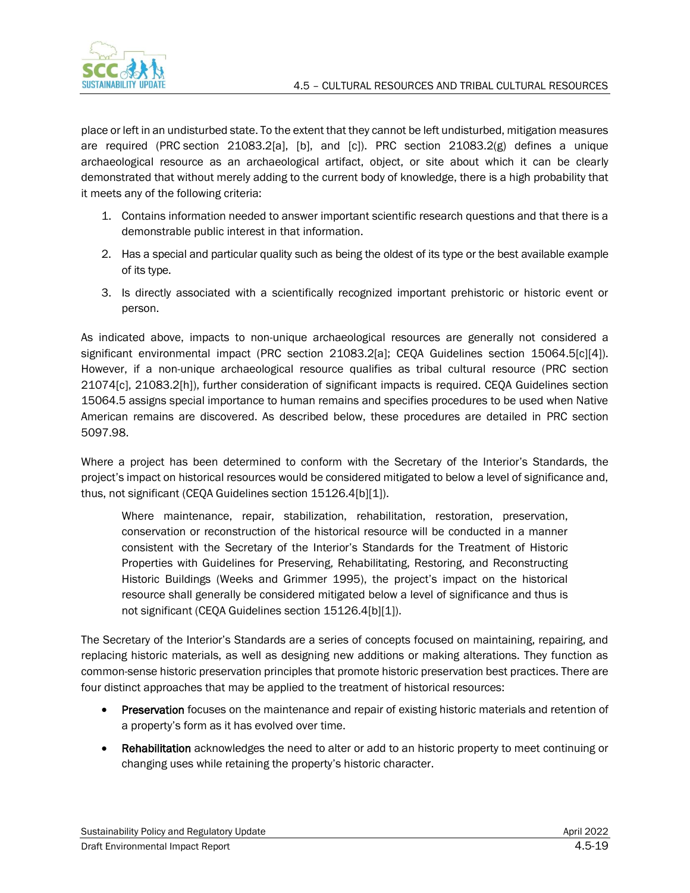place or left in an undisturbed state. To the extent that they cannot be left undisturbed, mitigation measures are required (PRC section 21083.2[a], [b], and [c]). PRC section 21083.2(g) defines a unique archaeological resource as an archaeological artifact, object, or site about which it can be clearly demonstrated that without merely adding to the current body of knowledge, there is a high probability that it meets any of the following criteria:

1. Contains information needed to answer important scientific research questions and that there is a demonstrable public interest in that information.
2. Has a special and particular quality such as being the oldest of its type or the best available example of its type.
3. Is directly associated with a scientifically recognized important prehistoric or historic event or person.

As indicated above, impacts to non-unique archaeological resources are generally not considered a significant environmental impact (PRC section 21083.2[a]; CEQA Guidelines section 15064.5[c][4]). However, if a non-unique archaeological resource qualifies as tribal cultural resource (PRC section 21074[c], 21083.2[h]), further consideration of significant impacts is required. CEQA Guidelines section 15064.5 assigns special importance to human remains and specifies procedures to be used when Native American remains are discovered. As described below, these procedures are detailed in PRC section 5097.98.

Where a project has been determined to conform with the Secretary of the Interior's Standards, the project's impact on historical resources would be considered mitigated to below a level of significance and, thus, not significant (CEQA Guidelines section 15126.4[b][1]).

> Where maintenance, repair, stabilization, rehabilitation, restoration, preservation, conservation or reconstruction of the historical resource will be conducted in a manner consistent with the Secretary of the Interior's Standards for the Treatment of Historic Properties with Guidelines for Preserving, Rehabilitating, Restoring, and Reconstructing Historic Buildings (Weeks and Grimmer 1995), the project's impact on the historical resource shall generally be considered mitigated below a level of significance and thus is not significant (CEQA Guidelines section 15126.4[b][1]).

The Secretary of the Interior's Standards are a series of concepts focused on maintaining, repairing, and replacing historic materials, as well as designing new additions or making alterations. They function as common-sense historic preservation principles that promote historic preservation best practices. There are four distinct approaches that may be applied to the treatment of historical resources:

- **Preservation** focuses on the maintenance and repair of existing historic materials and retention of a property's form as it has evolved over time.
- **Rehabilitation** acknowledges the need to alter or add to an historic property to meet continuing or changing uses while retaining the property's historic character.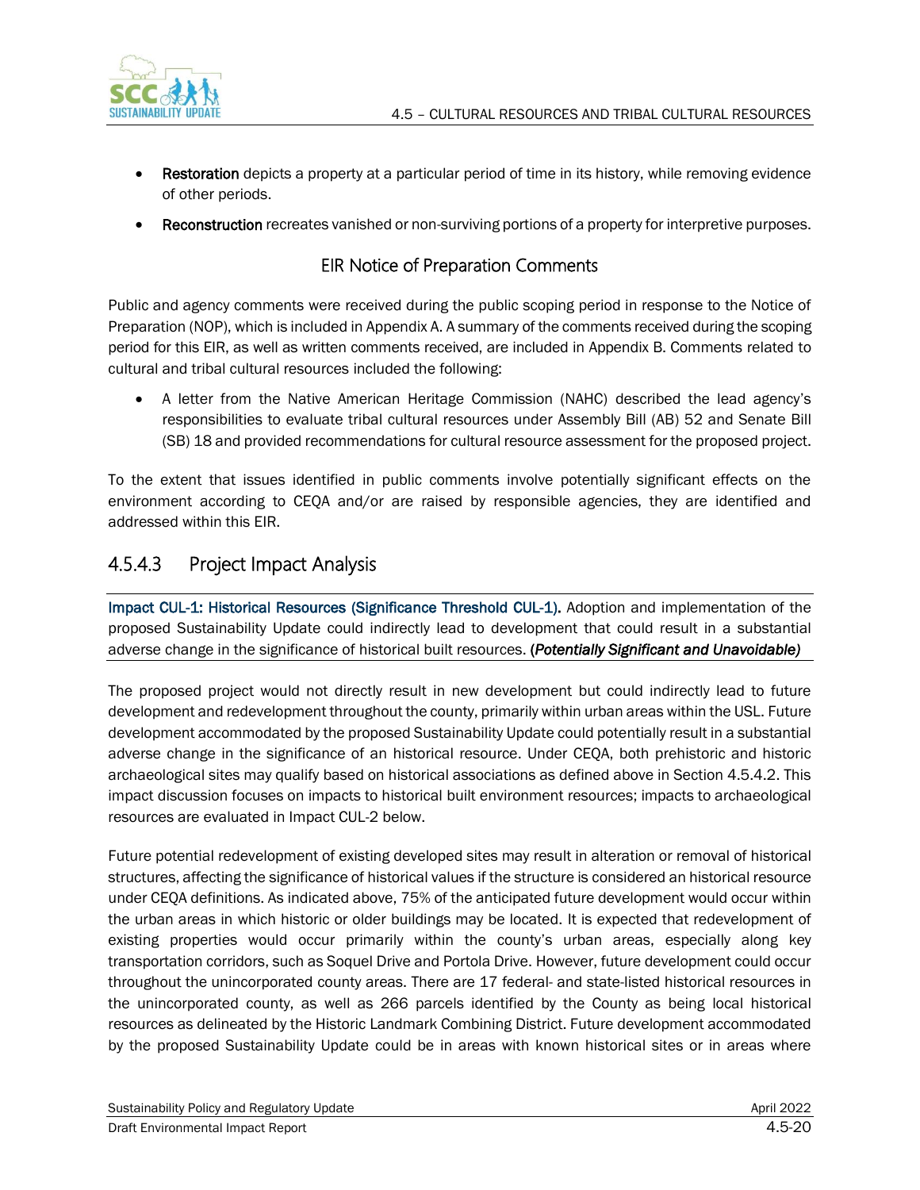- **Restoration** depicts a property at a particular period of time in its history, while removing evidence of other periods.
- **Reconstruction** recreates vanished or non-surviving portions of a property for interpretive purposes.

### EIR Notice of Preparation Comments

Public and agency comments were received during the public scoping period in response to the Notice of Preparation (NOP), which is included in Appendix A. A summary of the comments received during the scoping period for this EIR, as well as written comments received, are included in Appendix B. Comments related to cultural and tribal cultural resources included the following:

- A letter from the Native American Heritage Commission (NAHC) described the lead agency's responsibilities to evaluate tribal cultural resources under Assembly Bill (AB) 52 and Senate Bill (SB) 18 and provided recommendations for cultural resource assessment for the proposed project.

To the extent that issues identified in public comments involve potentially significant effects on the environment according to CEQA and/or are raised by responsible agencies, they are identified and addressed within this EIR.

## 4.5.4.3 Project Impact Analysis

**Impact CUL-1: Historical Resources (Significance Threshold CUL-1).** Adoption and implementation of the proposed Sustainability Update could indirectly lead to development that could result in a substantial adverse change in the significance of historical built resources. **(*Potentially Significant and Unavoidable)***

The proposed project would not directly result in new development but could indirectly lead to future development and redevelopment throughout the county, primarily within urban areas within the USL. Future development accommodated by the proposed Sustainability Update could potentially result in a substantial adverse change in the significance of an historical resource. Under CEQA, both prehistoric and historic archaeological sites may qualify based on historical associations as defined above in Section 4.5.4.2. This impact discussion focuses on impacts to historical built environment resources; impacts to archaeological resources are evaluated in Impact CUL-2 below.

Future potential redevelopment of existing developed sites may result in alteration or removal of historical structures, affecting the significance of historical values if the structure is considered an historical resource under CEQA definitions. As indicated above, 75% of the anticipated future development would occur within the urban areas in which historic or older buildings may be located. It is expected that redevelopment of existing properties would occur primarily within the county's urban areas, especially along key transportation corridors, such as Soquel Drive and Portola Drive. However, future development could occur throughout the unincorporated county areas. There are 17 federal- and state-listed historical resources in the unincorporated county, as well as 266 parcels identified by the County as being local historical resources as delineated by the Historic Landmark Combining District. Future development accommodated by the proposed Sustainability Update could be in areas with known historical sites or in areas where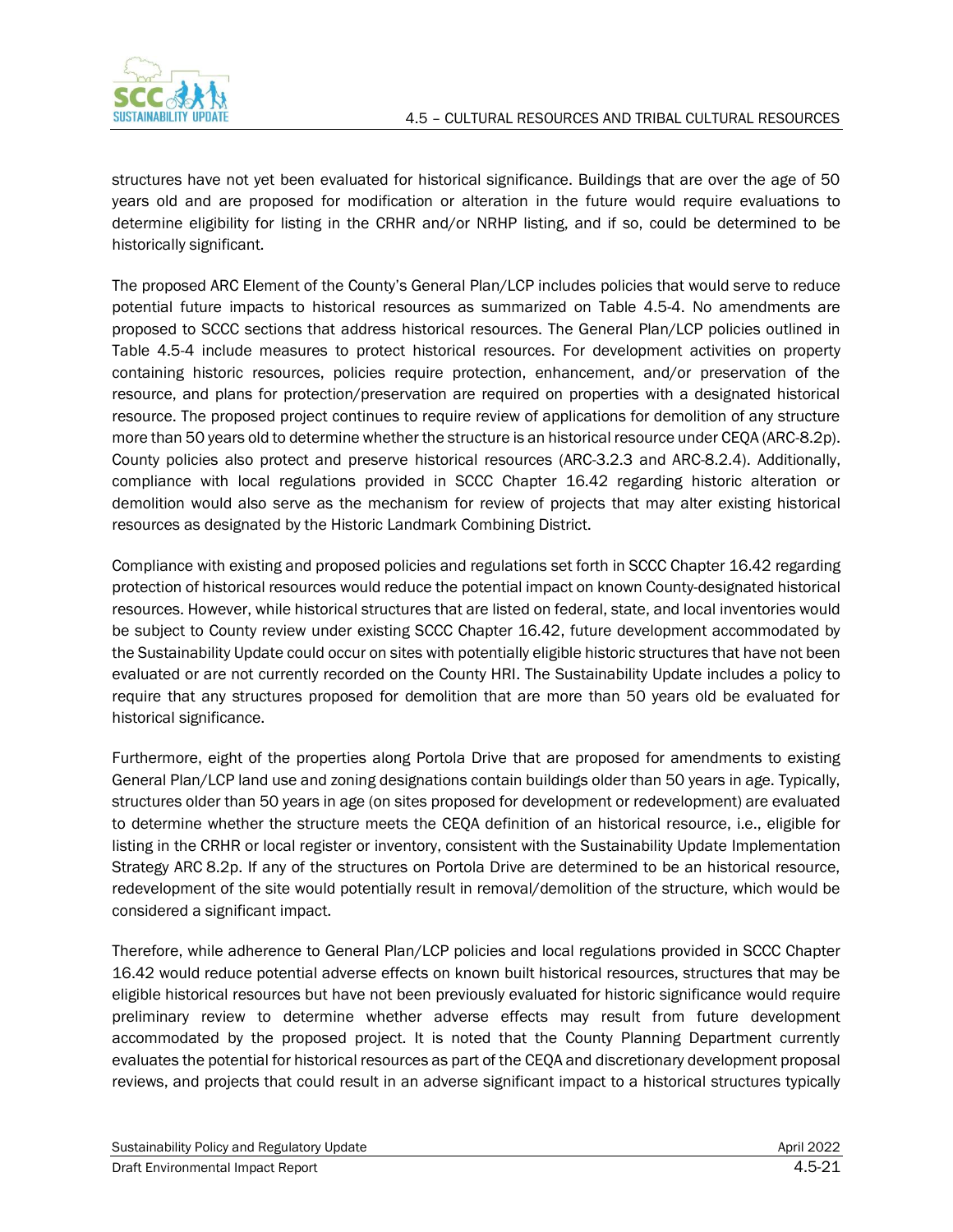structures have not yet been evaluated for historical significance. Buildings that are over the age of 50 years old and are proposed for modification or alteration in the future would require evaluations to determine eligibility for listing in the CRHR and/or NRHP listing, and if so, could be determined to be historically significant.

The proposed ARC Element of the County's General Plan/LCP includes policies that would serve to reduce potential future impacts to historical resources as summarized on Table 4.5-4. No amendments are proposed to SCCC sections that address historical resources. The General Plan/LCP policies outlined in Table 4.5-4 include measures to protect historical resources. For development activities on property containing historic resources, policies require protection, enhancement, and/or preservation of the resource, and plans for protection/preservation are required on properties with a designated historical resource. The proposed project continues to require review of applications for demolition of any structure more than 50 years old to determine whether the structure is an historical resource under CEQA (ARC-8.2p). County policies also protect and preserve historical resources (ARC-3.2.3 and ARC-8.2.4). Additionally, compliance with local regulations provided in SCCC Chapter 16.42 regarding historic alteration or demolition would also serve as the mechanism for review of projects that may alter existing historical resources as designated by the Historic Landmark Combining District.

Compliance with existing and proposed policies and regulations set forth in SCCC Chapter 16.42 regarding protection of historical resources would reduce the potential impact on known County-designated historical resources. However, while historical structures that are listed on federal, state, and local inventories would be subject to County review under existing SCCC Chapter 16.42, future development accommodated by the Sustainability Update could occur on sites with potentially eligible historic structures that have not been evaluated or are not currently recorded on the County HRI. The Sustainability Update includes a policy to require that any structures proposed for demolition that are more than 50 years old be evaluated for historical significance.

Furthermore, eight of the properties along Portola Drive that are proposed for amendments to existing General Plan/LCP land use and zoning designations contain buildings older than 50 years in age. Typically, structures older than 50 years in age (on sites proposed for development or redevelopment) are evaluated to determine whether the structure meets the CEQA definition of an historical resource, i.e., eligible for listing in the CRHR or local register or inventory, consistent with the Sustainability Update Implementation Strategy ARC 8.2p. If any of the structures on Portola Drive are determined to be an historical resource, redevelopment of the site would potentially result in removal/demolition of the structure, which would be considered a significant impact.

Therefore, while adherence to General Plan/LCP policies and local regulations provided in SCCC Chapter 16.42 would reduce potential adverse effects on known built historical resources, structures that may be eligible historical resources but have not been previously evaluated for historic significance would require preliminary review to determine whether adverse effects may result from future development accommodated by the proposed project. It is noted that the County Planning Department currently evaluates the potential for historical resources as part of the CEQA and discretionary development proposal reviews, and projects that could result in an adverse significant impact to a historical structures typically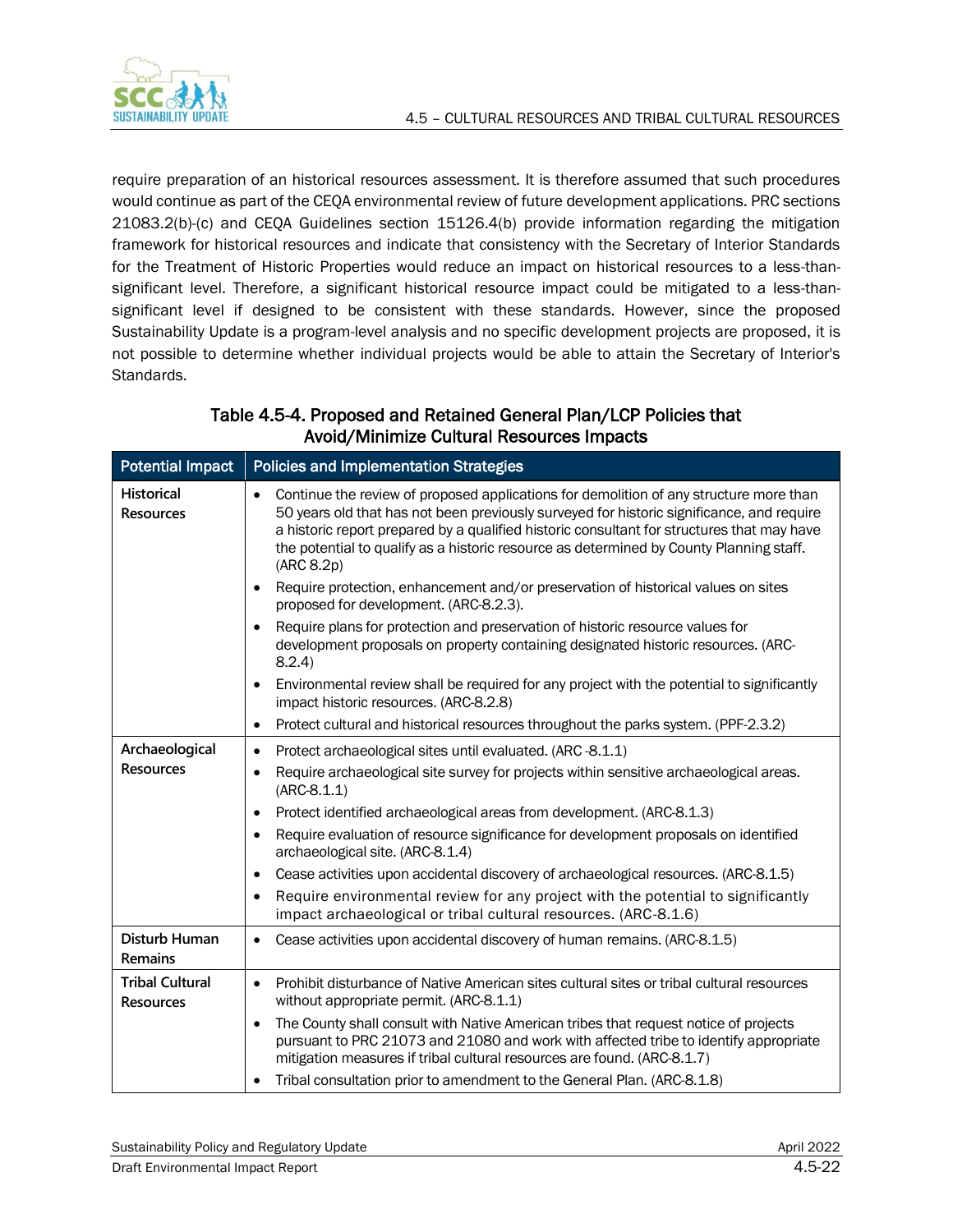require preparation of an historical resources assessment. It is therefore assumed that such procedures would continue as part of the CEQA environmental review of future development applications. PRC sections 21083.2(b)-(c) and CEQA Guidelines section 15126.4(b) provide information regarding the mitigation framework for historical resources and indicate that consistency with the Secretary of Interior Standards for the Treatment of Historic Properties would reduce an impact on historical resources to a less-than-significant level. Therefore, a significant historical resource impact could be mitigated to a less-than-significant level if designed to be consistent with these standards. However, since the proposed Sustainability Update is a program-level analysis and no specific development projects are proposed, it is not possible to determine whether individual projects would be able to attain the Secretary of Interior's Standards.

**Table 4.5-4. Proposed and Retained General Plan/LCP Policies that Avoid/Minimize Cultural Resources Impacts**

| Potential Impact | Policies and Implementation Strategies |
|---|---|
| Historical Resources | • Continue the review of proposed applications for demolition of any structure more than 50 years old that has not been previously surveyed for historic significance, and require a historic report prepared by a qualified historic consultant for structures that may have the potential to qualify as a historic resource as determined by County Planning staff. (ARC 8.2p)<br>• Require protection, enhancement and/or preservation of historical values on sites proposed for development. (ARC-8.2.3).<br>• Require plans for protection and preservation of historic resource values for development proposals on property containing designated historic resources. (ARC-8.2.4)<br>• Environmental review shall be required for any project with the potential to significantly impact historic resources. (ARC-8.2.8)<br>• Protect cultural and historical resources throughout the parks system. (PPF-2.3.2) |
| Archaeological Resources | • Protect archaeological sites until evaluated. (ARC -8.1.1)<br>• Require archaeological site survey for projects within sensitive archaeological areas. (ARC-8.1.1)<br>• Protect identified archaeological areas from development. (ARC-8.1.3)<br>• Require evaluation of resource significance for development proposals on identified archaeological site. (ARC-8.1.4)<br>• Cease activities upon accidental discovery of archaeological resources. (ARC-8.1.5)<br>• Require environmental review for any project with the potential to significantly impact archaeological or tribal cultural resources. (ARC-8.1.6) |
| Disturb Human Remains | • Cease activities upon accidental discovery of human remains. (ARC-8.1.5) |
| Tribal Cultural Resources | • Prohibit disturbance of Native American sites cultural sites or tribal cultural resources without appropriate permit. (ARC-8.1.1)<br>• The County shall consult with Native American tribes that request notice of projects pursuant to PRC 21073 and 21080 and work with affected tribe to identify appropriate mitigation measures if tribal cultural resources are found. (ARC-8.1.7)<br>• Tribal consultation prior to amendment to the General Plan. (ARC-8.1.8) |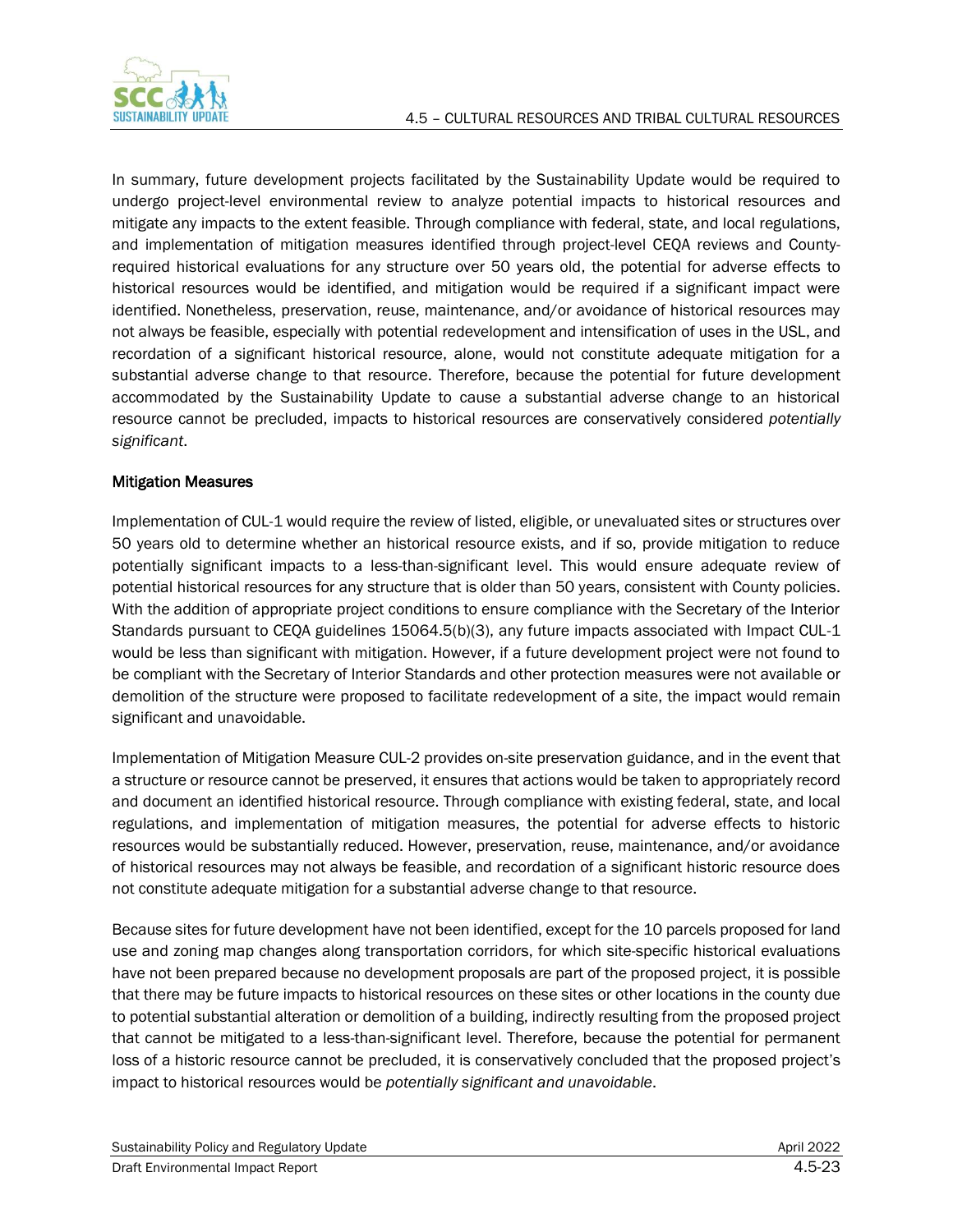In summary, future development projects facilitated by the Sustainability Update would be required to undergo project-level environmental review to analyze potential impacts to historical resources and mitigate any impacts to the extent feasible. Through compliance with federal, state, and local regulations, and implementation of mitigation measures identified through project-level CEQA reviews and County-required historical evaluations for any structure over 50 years old, the potential for adverse effects to historical resources would be identified, and mitigation would be required if a significant impact were identified. Nonetheless, preservation, reuse, maintenance, and/or avoidance of historical resources may not always be feasible, especially with potential redevelopment and intensification of uses in the USL, and recordation of a significant historical resource, alone, would not constitute adequate mitigation for a substantial adverse change to that resource. Therefore, because the potential for future development accommodated by the Sustainability Update to cause a substantial adverse change to an historical resource cannot be precluded, impacts to historical resources are conservatively considered *potentially significant*.

**Mitigation Measures**

Implementation of CUL-1 would require the review of listed, eligible, or unevaluated sites or structures over 50 years old to determine whether an historical resource exists, and if so, provide mitigation to reduce potentially significant impacts to a less-than-significant level. This would ensure adequate review of potential historical resources for any structure that is older than 50 years, consistent with County policies. With the addition of appropriate project conditions to ensure compliance with the Secretary of the Interior Standards pursuant to CEQA guidelines 15064.5(b)(3), any future impacts associated with Impact CUL-1 would be less than significant with mitigation. However, if a future development project were not found to be compliant with the Secretary of Interior Standards and other protection measures were not available or demolition of the structure were proposed to facilitate redevelopment of a site, the impact would remain significant and unavoidable.

Implementation of Mitigation Measure CUL-2 provides on-site preservation guidance, and in the event that a structure or resource cannot be preserved, it ensures that actions would be taken to appropriately record and document an identified historical resource. Through compliance with existing federal, state, and local regulations, and implementation of mitigation measures, the potential for adverse effects to historic resources would be substantially reduced. However, preservation, reuse, maintenance, and/or avoidance of historical resources may not always be feasible, and recordation of a significant historic resource does not constitute adequate mitigation for a substantial adverse change to that resource.

Because sites for future development have not been identified, except for the 10 parcels proposed for land use and zoning map changes along transportation corridors, for which site-specific historical evaluations have not been prepared because no development proposals are part of the proposed project, it is possible that there may be future impacts to historical resources on these sites or other locations in the county due to potential substantial alteration or demolition of a building, indirectly resulting from the proposed project that cannot be mitigated to a less-than-significant level. Therefore, because the potential for permanent loss of a historic resource cannot be precluded, it is conservatively concluded that the proposed project's impact to historical resources would be *potentially significant and unavoidable*.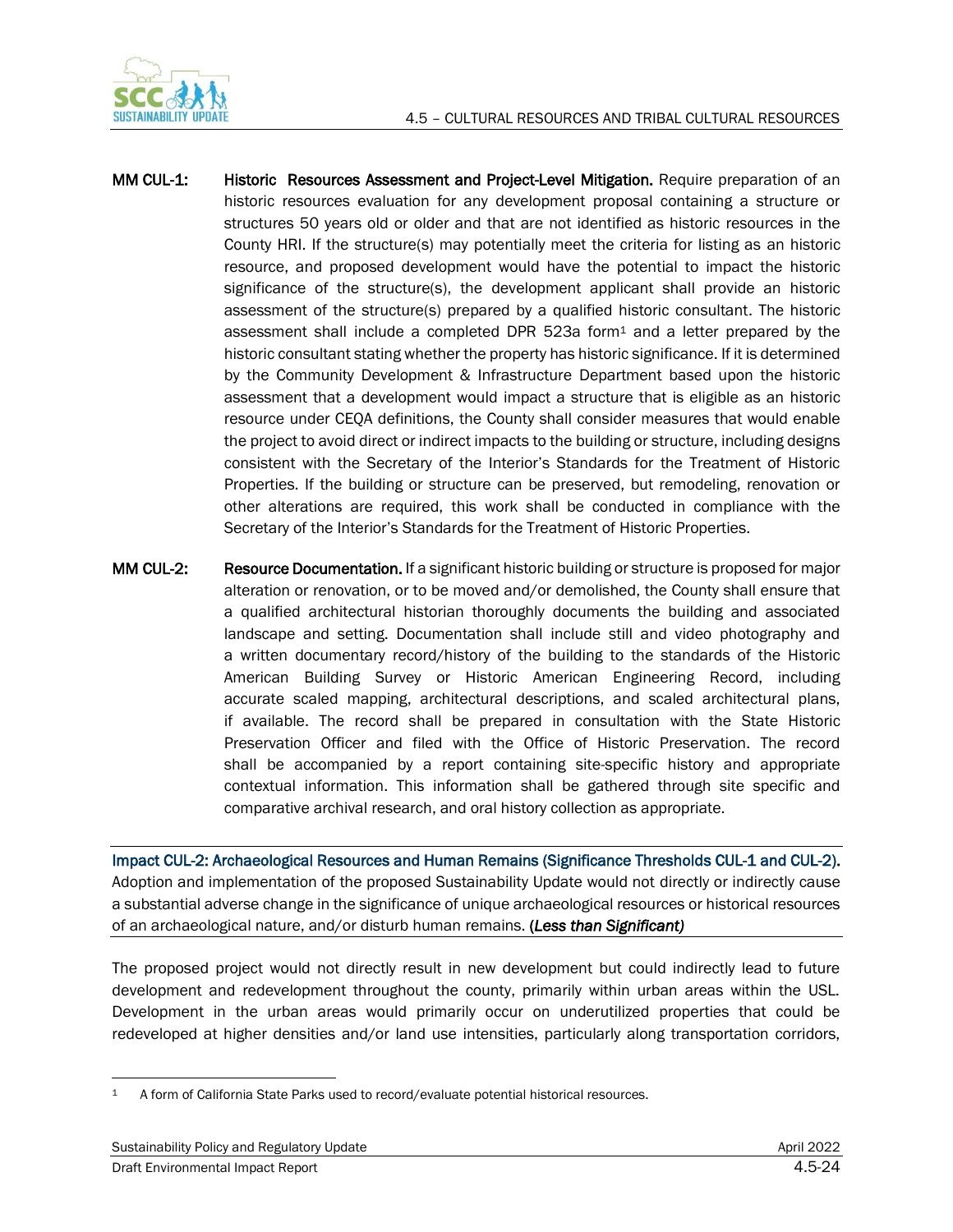**MM CUL-1:** **Historic Resources Assessment and Project-Level Mitigation.** Require preparation of an historic resources evaluation for any development proposal containing a structure or structures 50 years old or older and that are not identified as historic resources in the County HRI. If the structure(s) may potentially meet the criteria for listing as an historic resource, and proposed development would have the potential to impact the historic significance of the structure(s), the development applicant shall provide an historic assessment of the structure(s) prepared by a qualified historic consultant. The historic assessment shall include a completed DPR 523a form[1] and a letter prepared by the historic consultant stating whether the property has historic significance. If it is determined by the Community Development & Infrastructure Department based upon the historic assessment that a development would impact a structure that is eligible as an historic resource under CEQA definitions, the County shall consider measures that would enable the project to avoid direct or indirect impacts to the building or structure, including designs consistent with the Secretary of the Interior's Standards for the Treatment of Historic Properties. If the building or structure can be preserved, but remodeling, renovation or other alterations are required, this work shall be conducted in compliance with the Secretary of the Interior's Standards for the Treatment of Historic Properties.

**MM CUL-2:** **Resource Documentation.** If a significant historic building or structure is proposed for major alteration or renovation, or to be moved and/or demolished, the County shall ensure that a qualified architectural historian thoroughly documents the building and associated landscape and setting. Documentation shall include still and video photography and a written documentary record/history of the building to the standards of the Historic American Building Survey or Historic American Engineering Record, including accurate scaled mapping, architectural descriptions, and scaled architectural plans, if available. The record shall be prepared in consultation with the State Historic Preservation Officer and filed with the Office of Historic Preservation. The record shall be accompanied by a report containing site-specific history and appropriate contextual information. This information shall be gathered through site specific and comparative archival research, and oral history collection as appropriate.

**Impact CUL-2: Archaeological Resources and Human Remains (Significance Thresholds CUL-1 and CUL-2).** Adoption and implementation of the proposed Sustainability Update would not directly or indirectly cause a substantial adverse change in the significance of unique archaeological resources or historical resources of an archaeological nature, and/or disturb human remains. ***(Less than Significant)***

The proposed project would not directly result in new development but could indirectly lead to future development and redevelopment throughout the county, primarily within urban areas within the USL. Development in the urban areas would primarily occur on underutilized properties that could be redeveloped at higher densities and/or land use intensities, particularly along transportation corridors,

[1] A form of California State Parks used to record/evaluate potential historical resources.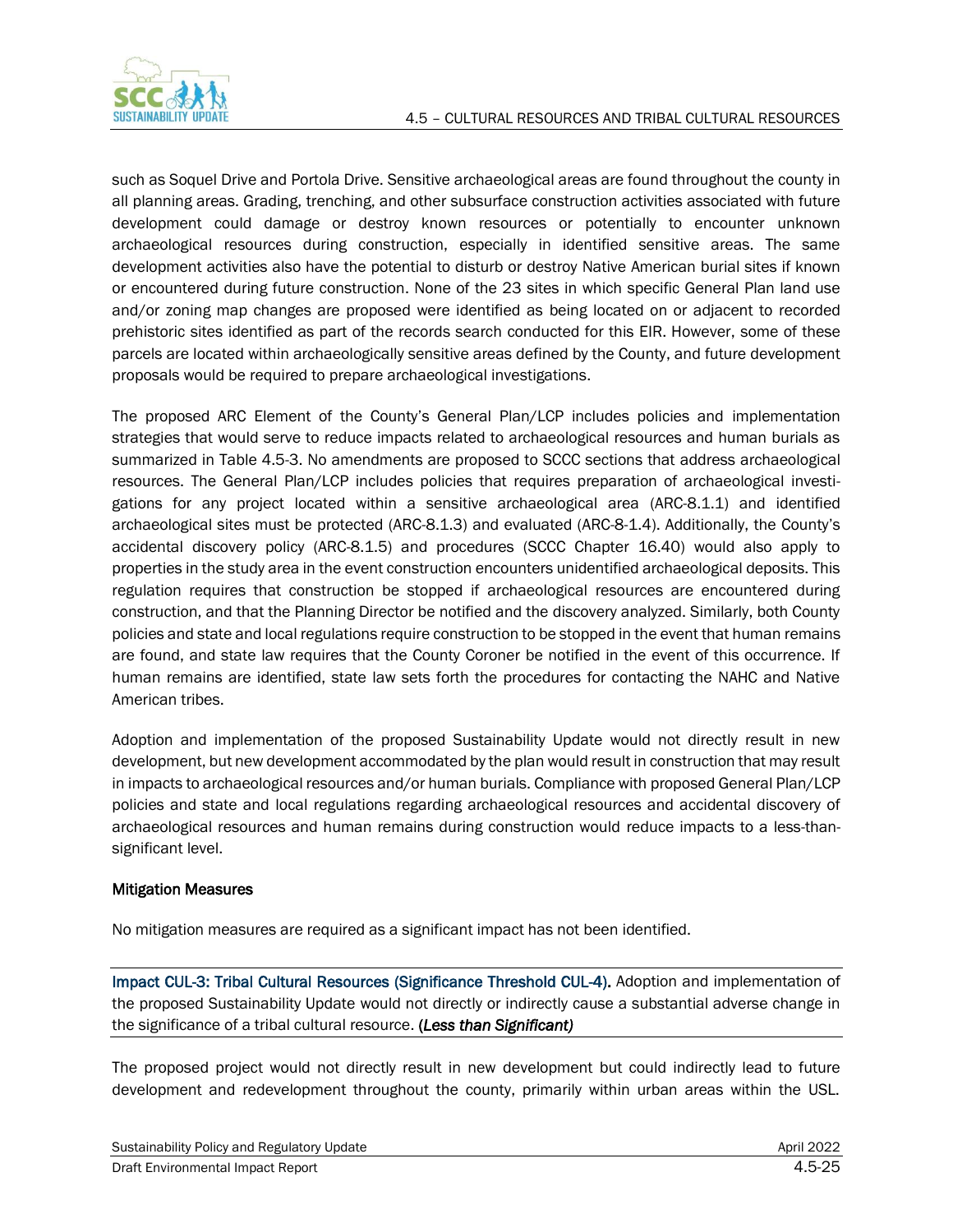such as Soquel Drive and Portola Drive. Sensitive archaeological areas are found throughout the county in all planning areas. Grading, trenching, and other subsurface construction activities associated with future development could damage or destroy known resources or potentially to encounter unknown archaeological resources during construction, especially in identified sensitive areas. The same development activities also have the potential to disturb or destroy Native American burial sites if known or encountered during future construction. None of the 23 sites in which specific General Plan land use and/or zoning map changes are proposed were identified as being located on or adjacent to recorded prehistoric sites identified as part of the records search conducted for this EIR. However, some of these parcels are located within archaeologically sensitive areas defined by the County, and future development proposals would be required to prepare archaeological investigations.

The proposed ARC Element of the County's General Plan/LCP includes policies and implementation strategies that would serve to reduce impacts related to archaeological resources and human burials as summarized in Table 4.5-3. No amendments are proposed to SCCC sections that address archaeological resources. The General Plan/LCP includes policies that requires preparation of archaeological investigations for any project located within a sensitive archaeological area (ARC-8.1.1) and identified archaeological sites must be protected (ARC-8.1.3) and evaluated (ARC-8-1.4). Additionally, the County's accidental discovery policy (ARC-8.1.5) and procedures (SCCC Chapter 16.40) would also apply to properties in the study area in the event construction encounters unidentified archaeological deposits. This regulation requires that construction be stopped if archaeological resources are encountered during construction, and that the Planning Director be notified and the discovery analyzed. Similarly, both County policies and state and local regulations require construction to be stopped in the event that human remains are found, and state law requires that the County Coroner be notified in the event of this occurrence. If human remains are identified, state law sets forth the procedures for contacting the NAHC and Native American tribes.

Adoption and implementation of the proposed Sustainability Update would not directly result in new development, but new development accommodated by the plan would result in construction that may result in impacts to archaeological resources and/or human burials. Compliance with proposed General Plan/LCP policies and state and local regulations regarding archaeological resources and accidental discovery of archaeological resources and human remains during construction would reduce impacts to a less-than-significant level.

#### Mitigation Measures

No mitigation measures are required as a significant impact has not been identified.

---

**Impact CUL-3: Tribal Cultural Resources (Significance Threshold CUL-4).** Adoption and implementation of the proposed Sustainability Update would not directly or indirectly cause a substantial adverse change in the significance of a tribal cultural resource. ***(Less than Significant)***

---

The proposed project would not directly result in new development but could indirectly lead to future development and redevelopment throughout the county, primarily within urban areas within the USL.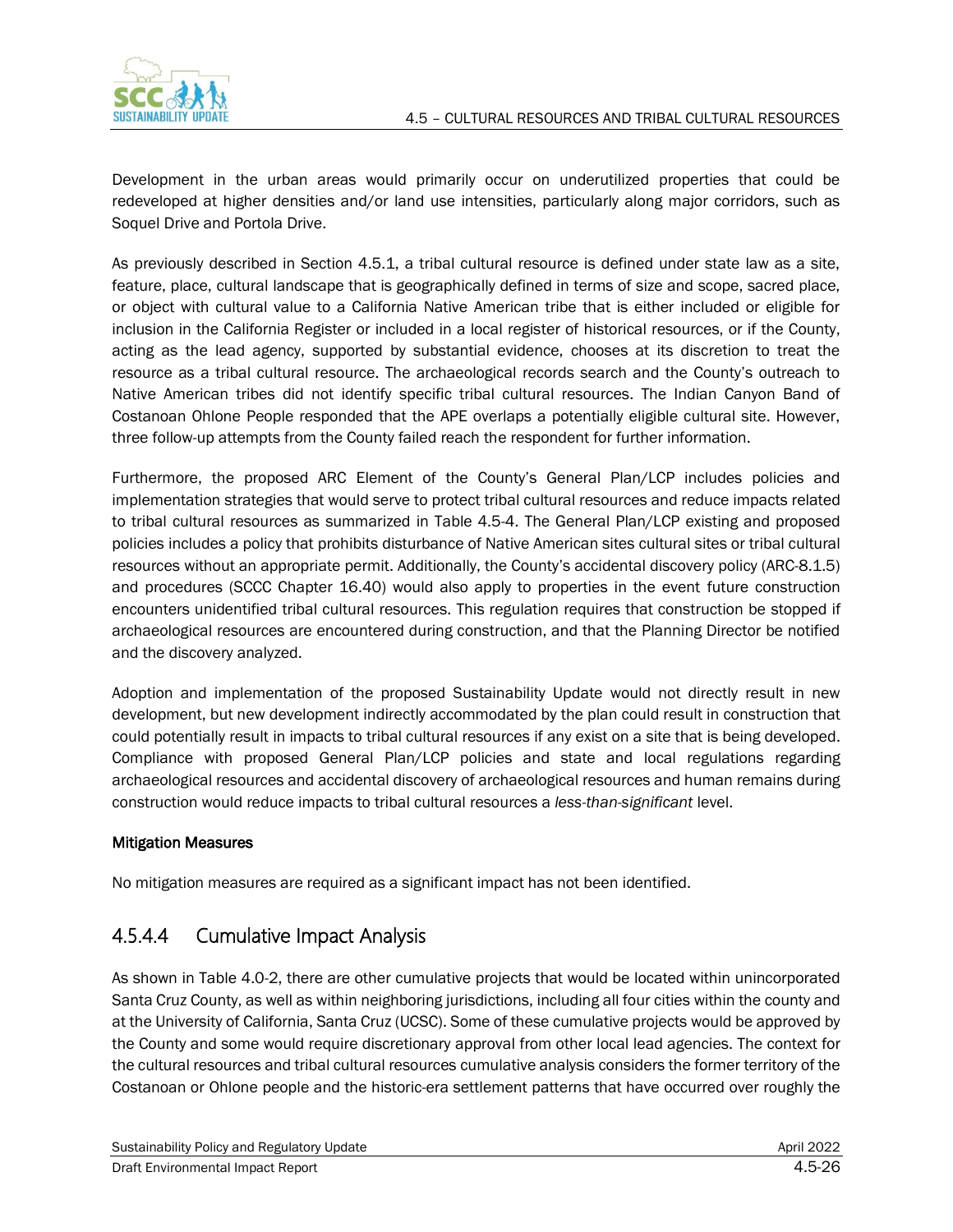Development in the urban areas would primarily occur on underutilized properties that could be redeveloped at higher densities and/or land use intensities, particularly along major corridors, such as Soquel Drive and Portola Drive.

As previously described in Section 4.5.1, a tribal cultural resource is defined under state law as a site, feature, place, cultural landscape that is geographically defined in terms of size and scope, sacred place, or object with cultural value to a California Native American tribe that is either included or eligible for inclusion in the California Register or included in a local register of historical resources, or if the County, acting as the lead agency, supported by substantial evidence, chooses at its discretion to treat the resource as a tribal cultural resource. The archaeological records search and the County's outreach to Native American tribes did not identify specific tribal cultural resources. The Indian Canyon Band of Costanoan Ohlone People responded that the APE overlaps a potentially eligible cultural site. However, three follow-up attempts from the County failed reach the respondent for further information.

Furthermore, the proposed ARC Element of the County's General Plan/LCP includes policies and implementation strategies that would serve to protect tribal cultural resources and reduce impacts related to tribal cultural resources as summarized in Table 4.5-4. The General Plan/LCP existing and proposed policies includes a policy that prohibits disturbance of Native American sites cultural sites or tribal cultural resources without an appropriate permit. Additionally, the County's accidental discovery policy (ARC-8.1.5) and procedures (SCCC Chapter 16.40) would also apply to properties in the event future construction encounters unidentified tribal cultural resources. This regulation requires that construction be stopped if archaeological resources are encountered during construction, and that the Planning Director be notified and the discovery analyzed.

Adoption and implementation of the proposed Sustainability Update would not directly result in new development, but new development indirectly accommodated by the plan could result in construction that could potentially result in impacts to tribal cultural resources if any exist on a site that is being developed. Compliance with proposed General Plan/LCP policies and state and local regulations regarding archaeological resources and accidental discovery of archaeological resources and human remains during construction would reduce impacts to tribal cultural resources a *less-than-significant* level.

**Mitigation Measures**

No mitigation measures are required as a significant impact has not been identified.

## 4.5.4.4 Cumulative Impact Analysis

As shown in Table 4.0-2, there are other cumulative projects that would be located within unincorporated Santa Cruz County, as well as within neighboring jurisdictions, including all four cities within the county and at the University of California, Santa Cruz (UCSC). Some of these cumulative projects would be approved by the County and some would require discretionary approval from other local lead agencies. The context for the cultural resources and tribal cultural resources cumulative analysis considers the former territory of the Costanoan or Ohlone people and the historic-era settlement patterns that have occurred over roughly the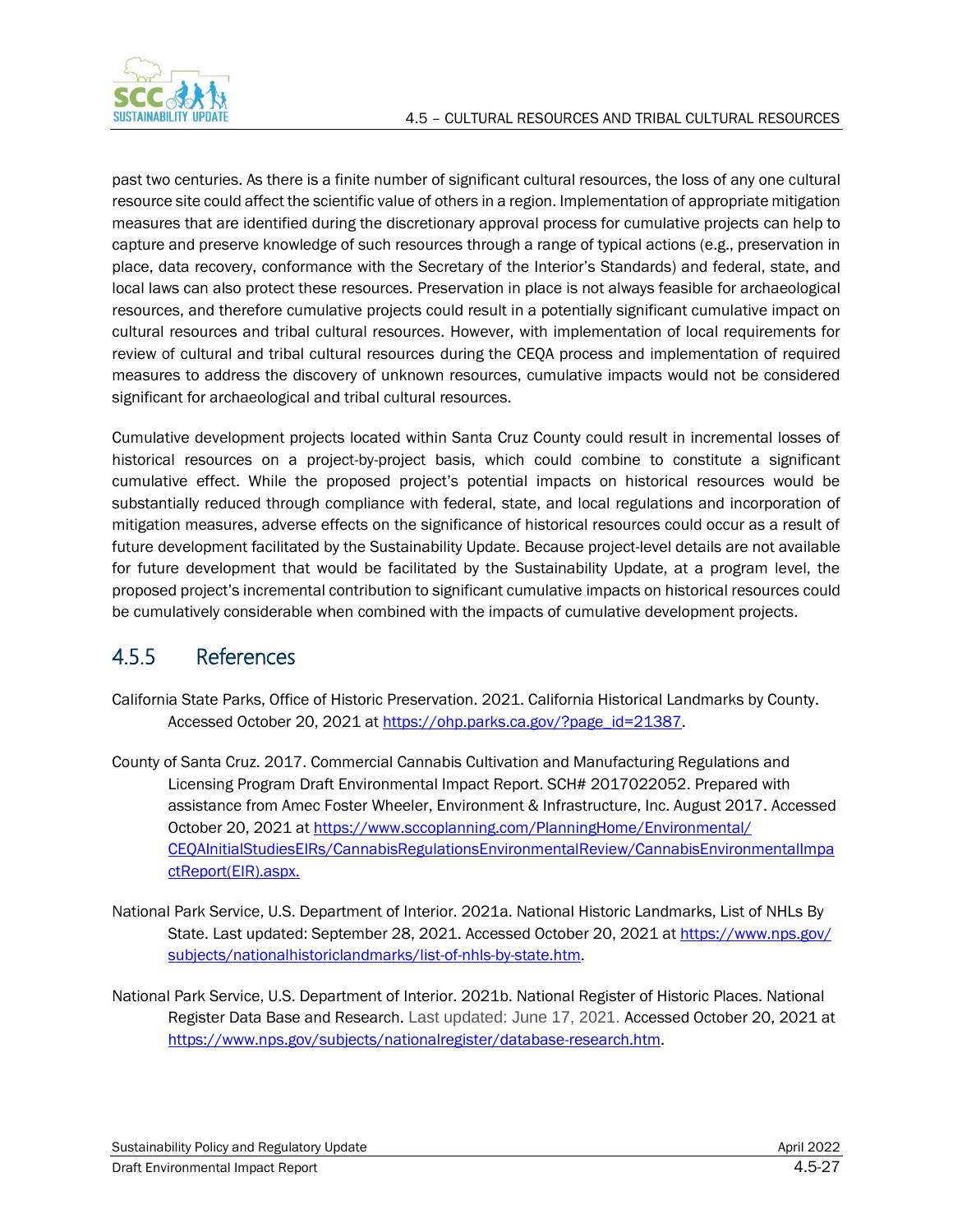past two centuries. As there is a finite number of significant cultural resources, the loss of any one cultural resource site could affect the scientific value of others in a region. Implementation of appropriate mitigation measures that are identified during the discretionary approval process for cumulative projects can help to capture and preserve knowledge of such resources through a range of typical actions (e.g., preservation in place, data recovery, conformance with the Secretary of the Interior's Standards) and federal, state, and local laws can also protect these resources. Preservation in place is not always feasible for archaeological resources, and therefore cumulative projects could result in a potentially significant cumulative impact on cultural resources and tribal cultural resources. However, with implementation of local requirements for review of cultural and tribal cultural resources during the CEQA process and implementation of required measures to address the discovery of unknown resources, cumulative impacts would not be considered significant for archaeological and tribal cultural resources.

Cumulative development projects located within Santa Cruz County could result in incremental losses of historical resources on a project-by-project basis, which could combine to constitute a significant cumulative effect. While the proposed project's potential impacts on historical resources would be substantially reduced through compliance with federal, state, and local regulations and incorporation of mitigation measures, adverse effects on the significance of historical resources could occur as a result of future development facilitated by the Sustainability Update. Because project-level details are not available for future development that would be facilitated by the Sustainability Update, at a program level, the proposed project's incremental contribution to significant cumulative impacts on historical resources could be cumulatively considerable when combined with the impacts of cumulative development projects.

## 4.5.5 References

California State Parks, Office of Historic Preservation. 2021. California Historical Landmarks by County. Accessed October 20, 2021 at https://ohp.parks.ca.gov/?page_id=21387.

County of Santa Cruz. 2017. Commercial Cannabis Cultivation and Manufacturing Regulations and Licensing Program Draft Environmental Impact Report. SCH# 2017022052. Prepared with assistance from Amec Foster Wheeler, Environment & Infrastructure, Inc. August 2017. Accessed October 20, 2021 at https://www.sccoplanning.com/PlanningHome/Environmental/CEQAInitialStudiesEIRs/CannabisRegulationsEnvironmentalReview/CannabisEnvironmentalImpactReport(EIR).aspx.

National Park Service, U.S. Department of Interior. 2021a. National Historic Landmarks, List of NHLs By State. Last updated: September 28, 2021. Accessed October 20, 2021 at https://www.nps.gov/subjects/nationalhistoriclandmarks/list-of-nhls-by-state.htm.

National Park Service, U.S. Department of Interior. 2021b. National Register of Historic Places. National Register Data Base and Research. Last updated: June 17, 2021. Accessed October 20, 2021 at https://www.nps.gov/subjects/nationalregister/database-research.htm.